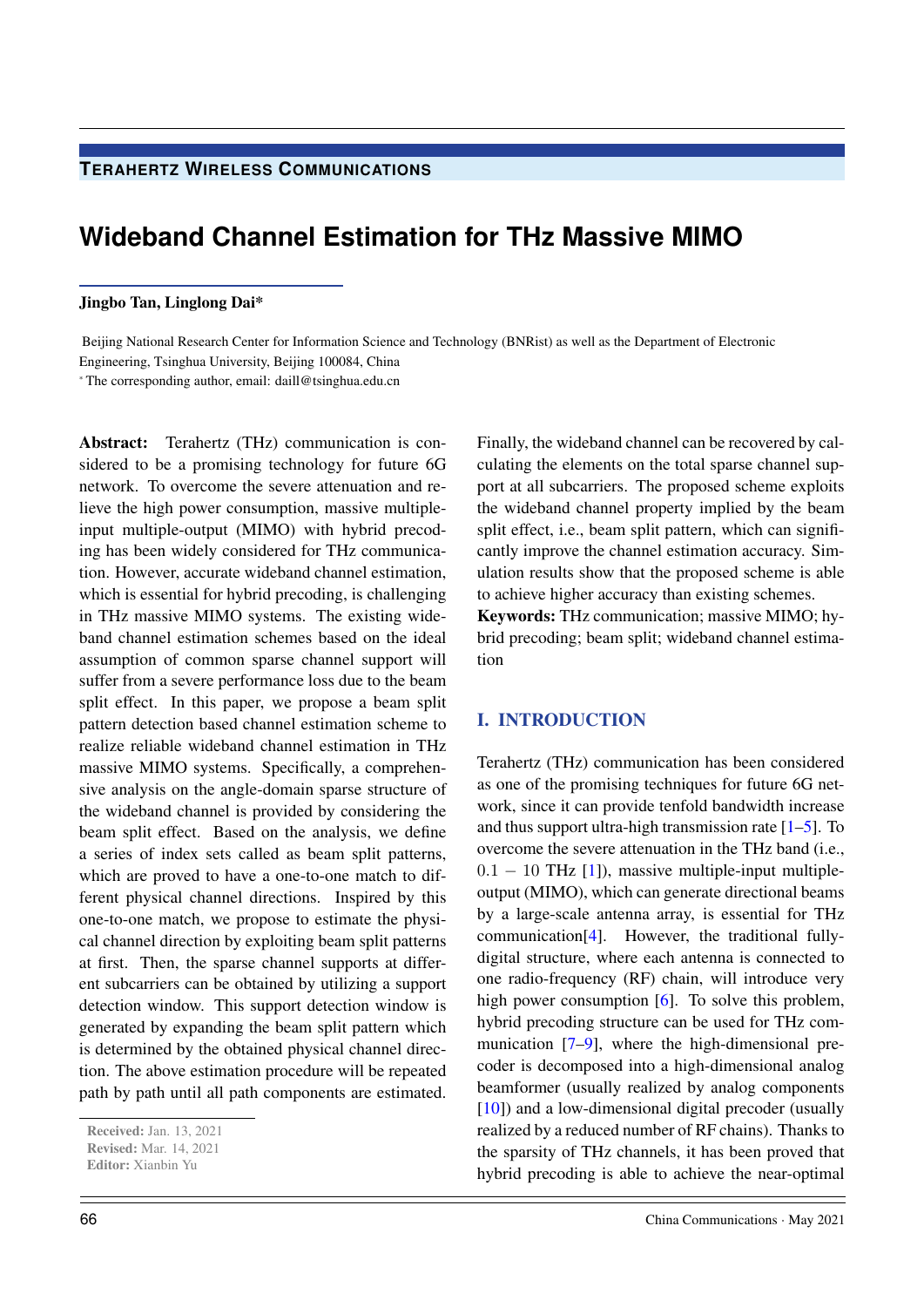TERAHERTZ WIRELESS COMMUNICATIONS

# Wideband Channel Estimation for THz Massive MIMO

**Jingbo Tan, Linglong Dai***

Beijing National Research Center for Information Science and Technology (BNRist) as well as the Department of Electronic Engineering, Tsinghua University, Beijing 100084, China

\* The corresponding author, email: daill@tsinghua.edu.cn

**Abstract:** Terahertz (THz) communication is considered to be a promising technology for future 6G network. To overcome the severe attenuation and relieve the high power consumption, massive multiple-input multiple-output (MIMO) with hybrid precoding has been widely considered for THz communication. However, accurate wideband channel estimation, which is essential for hybrid precoding, is challenging in THz massive MIMO systems. The existing wideband channel estimation schemes based on the ideal assumption of common sparse channel support will suffer from a severe performance loss due to the beam split effect. In this paper, we propose a beam split pattern detection based channel estimation scheme to realize reliable wideband channel estimation in THz massive MIMO systems. Specifically, a comprehensive analysis on the angle-domain sparse structure of the wideband channel is provided by considering the beam split effect. Based on the analysis, we define a series of index sets called as beam split patterns, which are proved to have a one-to-one match to different physical channel directions. Inspired by this one-to-one match, we propose to estimate the physical channel direction by exploiting beam split patterns at first. Then, the sparse channel supports at different subcarriers can be obtained by utilizing a support detection window. This support detection window is generated by expanding the beam split pattern which is determined by the obtained physical channel direction. The above estimation procedure will be repeated path by path until all path components are estimated. Finally, the wideband channel can be recovered by calculating the elements on the total sparse channel support at all subcarriers. The proposed scheme exploits the wideband channel property implied by the beam split effect, i.e., beam split pattern, which can significantly improve the channel estimation accuracy. Simulation results show that the proposed scheme is able to achieve higher accuracy than existing schemes.

**Keywords:** THz communication; massive MIMO; hybrid precoding; beam split; wideband channel estimation

Received: Jan. 13, 2021
Revised: Mar. 14, 2021
Editor: Xianbin Yu

## I. INTRODUCTION

Terahertz (THz) communication has been considered as one of the promising techniques for future 6G network, since it can provide tenfold bandwidth increase and thus support ultra-high transmission rate [1–5]. To overcome the severe attenuation in the THz band (i.e., $0.1 - 10$ THz [1]), massive multiple-input multiple-output (MIMO), which can generate directional beams by a large-scale antenna array, is essential for THz communication[4]. However, the traditional fully-digital structure, where each antenna is connected to one radio-frequency (RF) chain, will introduce very high power consumption [6]. To solve this problem, hybrid precoding structure can be used for THz communication [7–9], where the high-dimensional precoder is decomposed into a high-dimensional analog beamformer (usually realized by analog components [10]) and a low-dimensional digital precoder (usually realized by a reduced number of RF chains). Thanks to the sparsity of THz channels, it has been proved that hybrid precoding is able to achieve the near-optimal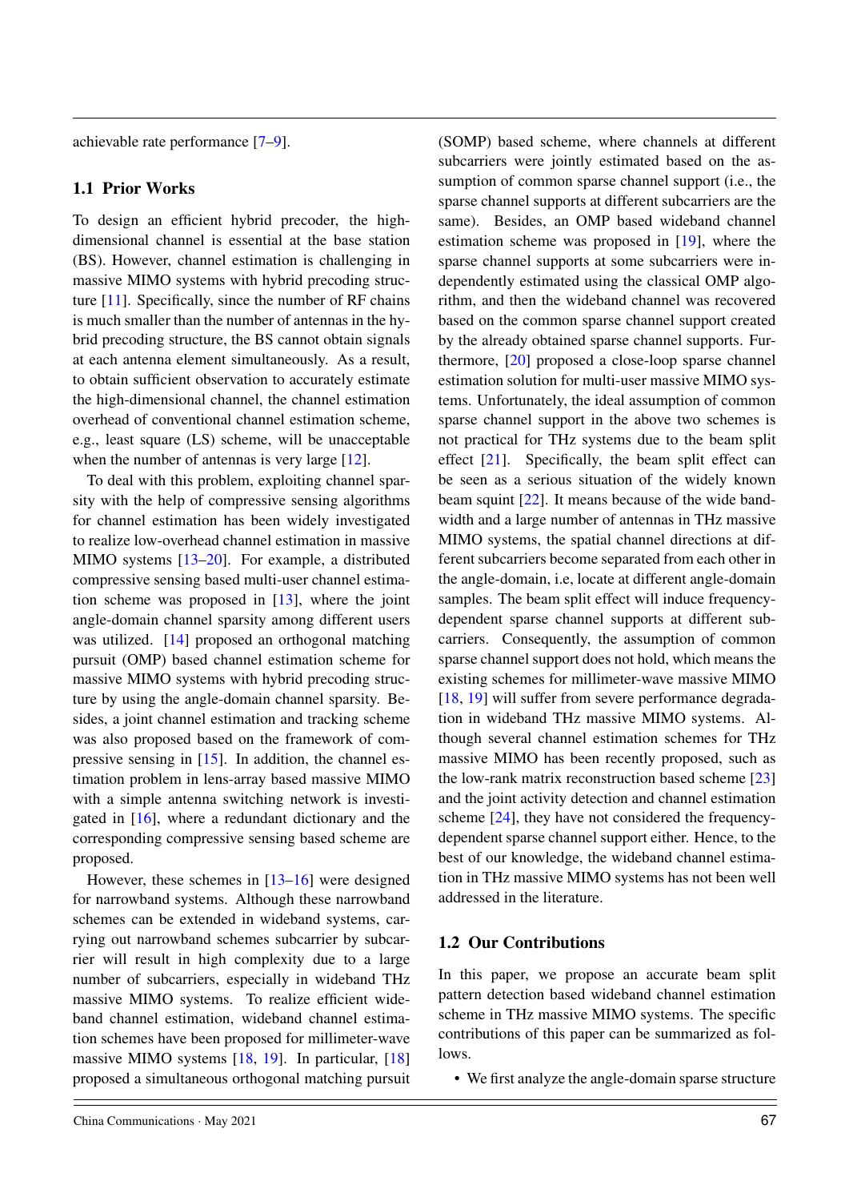achievable rate performance [7–9].

## 1.1 Prior Works

To design an efficient hybrid precoder, the high-dimensional channel is essential at the base station (BS). However, channel estimation is challenging in massive MIMO systems with hybrid precoding structure [11]. Specifically, since the number of RF chains is much smaller than the number of antennas in the hybrid precoding structure, the BS cannot obtain signals at each antenna element simultaneously. As a result, to obtain sufficient observation to accurately estimate the high-dimensional channel, the channel estimation overhead of conventional channel estimation scheme, e.g., least square (LS) scheme, will be unacceptable when the number of antennas is very large [12].

To deal with this problem, exploiting channel sparsity with the help of compressive sensing algorithms for channel estimation has been widely investigated to realize low-overhead channel estimation in massive MIMO systems [13–20]. For example, a distributed compressive sensing based multi-user channel estimation scheme was proposed in [13], where the joint angle-domain channel sparsity among different users was utilized. [14] proposed an orthogonal matching pursuit (OMP) based channel estimation scheme for massive MIMO systems with hybrid precoding structure by using the angle-domain channel sparsity. Besides, a joint channel estimation and tracking scheme was also proposed based on the framework of compressive sensing in [15]. In addition, the channel estimation problem in lens-array based massive MIMO with a simple antenna switching network is investigated in [16], where a redundant dictionary and the corresponding compressive sensing based scheme are proposed.

However, these schemes in [13–16] were designed for narrowband systems. Although these narrowband schemes can be extended in wideband systems, carrying out narrowband schemes subcarrier by subcarrier will result in high complexity due to a large number of subcarriers, especially in wideband THz massive MIMO systems. To realize efficient wideband channel estimation, wideband channel estimation schemes have been proposed for millimeter-wave massive MIMO systems [18, 19]. In particular, [18] proposed a simultaneous orthogonal matching pursuit (SOMP) based scheme, where channels at different subcarriers were jointly estimated based on the assumption of common sparse channel support (i.e., the sparse channel supports at different subcarriers are the same). Besides, an OMP based wideband channel estimation scheme was proposed in [19], where the sparse channel supports at some subcarriers were independently estimated using the classical OMP algorithm, and then the wideband channel was recovered based on the common sparse channel support created by the already obtained sparse channel supports. Furthermore, [20] proposed a close-loop sparse channel estimation solution for multi-user massive MIMO systems. Unfortunately, the ideal assumption of common sparse channel support in the above two schemes is not practical for THz systems due to the beam split effect [21]. Specifically, the beam split effect can be seen as a serious situation of the widely known beam squint [22]. It means because of the wide bandwidth and a large number of antennas in THz massive MIMO systems, the spatial channel directions at different subcarriers become separated from each other in the angle-domain, i.e, locate at different angle-domain samples. The beam split effect will induce frequency-dependent sparse channel supports at different subcarriers. Consequently, the assumption of common sparse channel support does not hold, which means the existing schemes for millimeter-wave massive MIMO [18, 19] will suffer from severe performance degradation in wideband THz massive MIMO systems. Although several channel estimation schemes for THz massive MIMO has been recently proposed, such as the low-rank matrix reconstruction based scheme [23] and the joint activity detection and channel estimation scheme [24], they have not considered the frequency-dependent sparse channel support either. Hence, to the best of our knowledge, the wideband channel estimation in THz massive MIMO systems has not been well addressed in the literature.

## 1.2 Our Contributions

In this paper, we propose an accurate beam split pattern detection based wideband channel estimation scheme in THz massive MIMO systems. The specific contributions of this paper can be summarized as follows.

- We first analyze the angle-domain sparse structure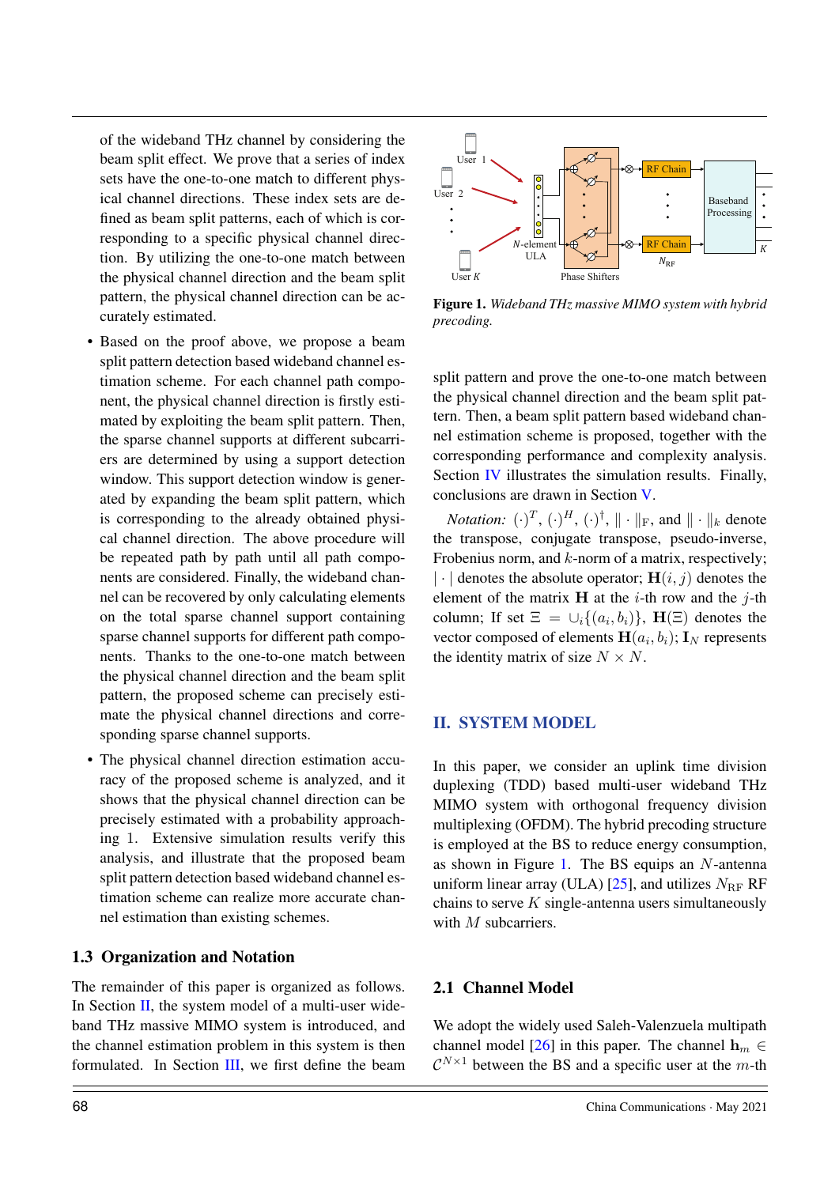of the wideband THz channel by considering the beam split effect. We prove that a series of index sets have the one-to-one match to different physical channel directions. These index sets are defined as beam split patterns, each of which is corresponding to a specific physical channel direction. By utilizing the one-to-one match between the physical channel direction and the beam split pattern, the physical channel direction can be accurately estimated.

- Based on the proof above, we propose a beam split pattern detection based wideband channel estimation scheme. For each channel path component, the physical channel direction is firstly estimated by exploiting the beam split pattern. Then, the sparse channel supports at different subcarriers are determined by using a support detection window. This support detection window is generated by expanding the beam split pattern, which is corresponding to the already obtained physical channel direction. The above procedure will be repeated path by path until all path components are considered. Finally, the wideband channel can be recovered by only calculating elements on the total sparse channel support containing sparse channel supports for different path components. Thanks to the one-to-one match between the physical channel direction and the beam split pattern, the proposed scheme can precisely estimate the physical channel directions and corresponding sparse channel supports.
- The physical channel direction estimation accuracy of the proposed scheme is analyzed, and it shows that the physical channel direction can be precisely estimated with a probability approaching 1. Extensive simulation results verify this analysis, and illustrate that the proposed beam split pattern detection based wideband channel estimation scheme can realize more accurate channel estimation than existing schemes.

### 1.3 Organization and Notation

The remainder of this paper is organized as follows. In Section II, the system model of a multi-user wideband THz massive MIMO system is introduced, and the channel estimation problem in this system is then formulated. In Section III, we first define the beam split pattern and prove the one-to-one match between the physical channel direction and the beam split pattern. Then, a beam split pattern based wideband channel estimation scheme is proposed, together with the corresponding performance and complexity analysis. Section IV illustrates the simulation results. Finally, conclusions are drawn in Section V.

*Notation:* $(\cdot)^T$, $(\cdot)^H$, $(\cdot)^\dagger$, $\|\cdot\|_{\mathrm{F}}$, and $\|\cdot\|_k$ denote the transpose, conjugate transpose, pseudo-inverse, Frobenius norm, and $k$-norm of a matrix, respectively; $|\cdot|$ denotes the absolute operator; $\mathbf{H}(i,j)$ denotes the element of the matrix $\mathbf{H}$ at the $i$-th row and the $j$-th column; If set $\Xi = \cup_i\{(a_i, b_i)\}$, $\mathbf{H}(\Xi)$ denotes the vector composed of elements $\mathbf{H}(a_i, b_i)$; $\mathbf{I}_N$ represents the identity matrix of size $N \times N$.

**Figure 1.** *Wideband THz massive MIMO system with hybrid precoding.*

## II. SYSTEM MODEL

In this paper, we consider an uplink time division duplexing (TDD) based multi-user wideband THz MIMO system with orthogonal frequency division multiplexing (OFDM). The hybrid precoding structure is employed at the BS to reduce energy consumption, as shown in Figure 1. The BS equips an $N$-antenna uniform linear array (ULA) [25], and utilizes $N_{\mathrm{RF}}$ RF chains to serve $K$ single-antenna users simultaneously with $M$ subcarriers.

### 2.1 Channel Model

We adopt the widely used Saleh-Valenzuela multipath channel model [26] in this paper. The channel $\mathbf{h}_m \in \mathcal{C}^{N\times 1}$ between the BS and a specific user at the $m$-th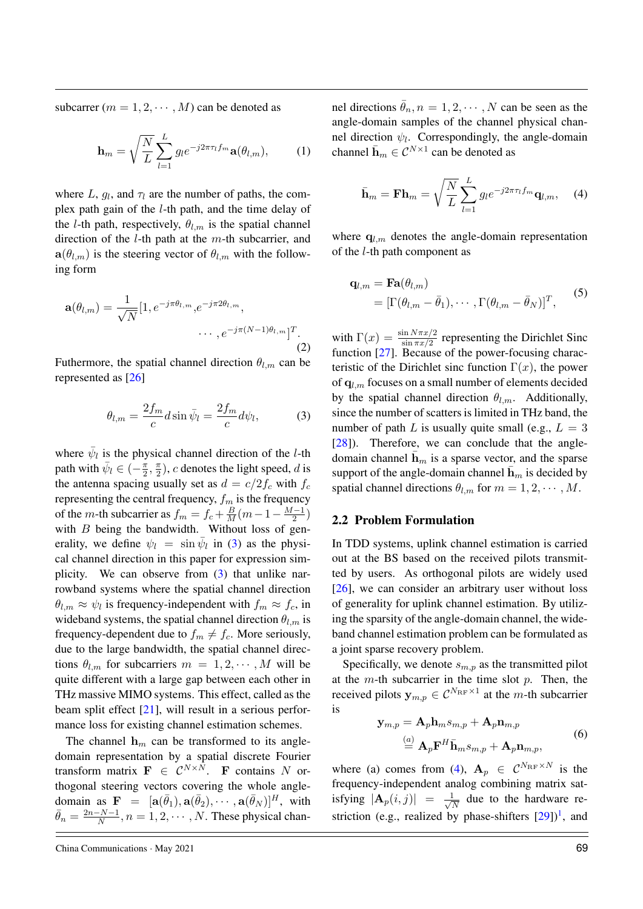subcarrier ($m = 1, 2, \cdots, M$) can be denoted as

$$\mathbf{h}_m = \sqrt{\frac{N}{L}} \sum_{l=1}^{L} g_l e^{-j2\pi\tau_l f_m} \mathbf{a}(\theta_{l,m}), \tag{1}$$

where $L$, $g_l$, and $\tau_l$ are the number of paths, the complex path gain of the $l$-th path, and the time delay of the $l$-th path, respectively, $\theta_{l,m}$ is the spatial channel direction of the $l$-th path at the $m$-th subcarrier, and $\mathbf{a}(\theta_{l,m})$ is the steering vector of $\theta_{l,m}$ with the following form

$$\mathbf{a}(\theta_{l,m}) = \frac{1}{\sqrt{N}}[1, e^{-j\pi\theta_{l,m}}, e^{-j\pi 2\theta_{l,m}}, \cdots, e^{-j\pi(N-1)\theta_{l,m}}]^T. \tag{2}$$

Futhermore, the spatial channel direction $\theta_{l,m}$ can be represented as [26]

$$\theta_{l,m} = \frac{2f_m}{c} d \sin\bar{\psi}_l = \frac{2f_m}{c} d\psi_l, \tag{3}$$

where $\bar{\psi}_l$ is the physical channel direction of the $l$-th path with $\bar{\psi}_l \in (-\frac{\pi}{2}, \frac{\pi}{2})$, $c$ denotes the light speed, $d$ is the antenna spacing usually set as $d = c/2f_c$ with $f_c$ representing the central frequency, $f_m$ is the frequency of the $m$-th subcarrier as $f_m = f_c + \frac{B}{M}(m - 1 - \frac{M-1}{2})$ with $B$ being the bandwidth. Without loss of generality, we define $\psi_l = \sin\bar{\psi}_l$ in (3) as the physical channel direction in this paper for expression simplicity. We can observe from (3) that unlike narrowband systems where the spatial channel direction $\theta_{l,m} \approx \psi_l$ is frequency-independent with $f_m \approx f_c$, in wideband systems, the spatial channel direction $\theta_{l,m}$ is frequency-dependent due to $f_m \neq f_c$. More seriously, due to the large bandwidth, the spatial channel directions $\theta_{l,m}$ for subcarriers $m = 1, 2, \cdots, M$ will be quite different with a large gap between each other in THz massive MIMO systems. This effect, called as the beam split effect [21], will result in a serious performance loss for existing channel estimation schemes.

The channel $\mathbf{h}_m$ can be transformed to its angle-domain representation by a spatial discrete Fourier transform matrix $\mathbf{F} \in \mathcal{C}^{N\times N}$. $\mathbf{F}$ contains $N$ orthogonal steering vectors covering the whole angle-domain as $\mathbf{F} = [\mathbf{a}(\bar{\theta}_1), \mathbf{a}(\bar{\theta}_2), \cdots, \mathbf{a}(\bar{\theta}_N)]^H$, with $\bar{\theta}_n = \frac{2n-N-1}{N}, n = 1, 2, \cdots, N$. These physical channel directions $\bar{\theta}_n, n = 1, 2, \cdots, N$ can be seen as the angle-domain samples of the physical channel direction $\psi_l$. Correspondingly, the angle-domain channel $\bar{\mathbf{h}}_m \in \mathcal{C}^{N\times 1}$ can be denoted as

$$\bar{\mathbf{h}}_m = \mathbf{F}\mathbf{h}_m = \sqrt{\frac{N}{L}} \sum_{l=1}^{L} g_l e^{-j2\pi\tau_l f_m} \mathbf{q}_{l,m}, \tag{4}$$

where $\mathbf{q}_{l,m}$ denotes the angle-domain representation of the $l$-th path component as

$$\begin{aligned}\mathbf{q}_{l,m} &= \mathbf{F}\mathbf{a}(\theta_{l,m}) \\ &= [\Gamma(\theta_{l,m} - \bar{\theta}_1), \cdots, \Gamma(\theta_{l,m} - \bar{\theta}_N)]^T,\end{aligned} \tag{5}$$

with $\Gamma(x) = \frac{\sin N\pi x/2}{\sin \pi x/2}$ representing the Dirichlet Sinc function [27]. Because of the power-focusing characteristic of the Dirichlet sinc function $\Gamma(x)$, the power of $\mathbf{q}_{l,m}$ focuses on a small number of elements decided by the spatial channel direction $\theta_{l,m}$. Additionally, since the number of scatters is limited in THz band, the number of path $L$ is usually quite small (e.g., $L = 3$ [28]). Therefore, we can conclude that the angle-domain channel $\bar{\mathbf{h}}_m$ is a sparse vector, and the sparse support of the angle-domain channel $\bar{\mathbf{h}}_m$ is decided by spatial channel directions $\theta_{l,m}$ for $m = 1, 2, \cdots, M$.

## 2.2 Problem Formulation

In TDD systems, uplink channel estimation is carried out at the BS based on the received pilots transmitted by users. As orthogonal pilots are widely used [26], we can consider an arbitrary user without loss of generality for uplink channel estimation. By utilizing the sparsity of the angle-domain channel, the wideband channel estimation problem can be formulated as a joint sparse recovery problem.

Specifically, we denote $s_{m,p}$ as the transmitted pilot at the $m$-th subcarrier in the time slot $p$. Then, the received pilots $\mathbf{y}_{m,p} \in \mathcal{C}^{N_{\rm RF}\times 1}$ at the $m$-th subcarrier is

$$\begin{aligned}\mathbf{y}_{m,p} &= \mathbf{A}_p\mathbf{h}_m s_{m,p} + \mathbf{A}_p\mathbf{n}_{m,p} \\ &\overset{(a)}{=} \mathbf{A}_p\mathbf{F}^H\bar{\mathbf{h}}_m s_{m,p} + \mathbf{A}_p\mathbf{n}_{m,p},\end{aligned} \tag{6}$$

where (a) comes from (4), $\mathbf{A}_p \in \mathcal{C}^{N_{\rm RF}\times N}$ is the frequency-independent analog combining matrix satisfying $|\mathbf{A}_p(i,j)| = \frac{1}{\sqrt{N}}$ due to the hardware restriction (e.g., realized by phase-shifters [29])[1], and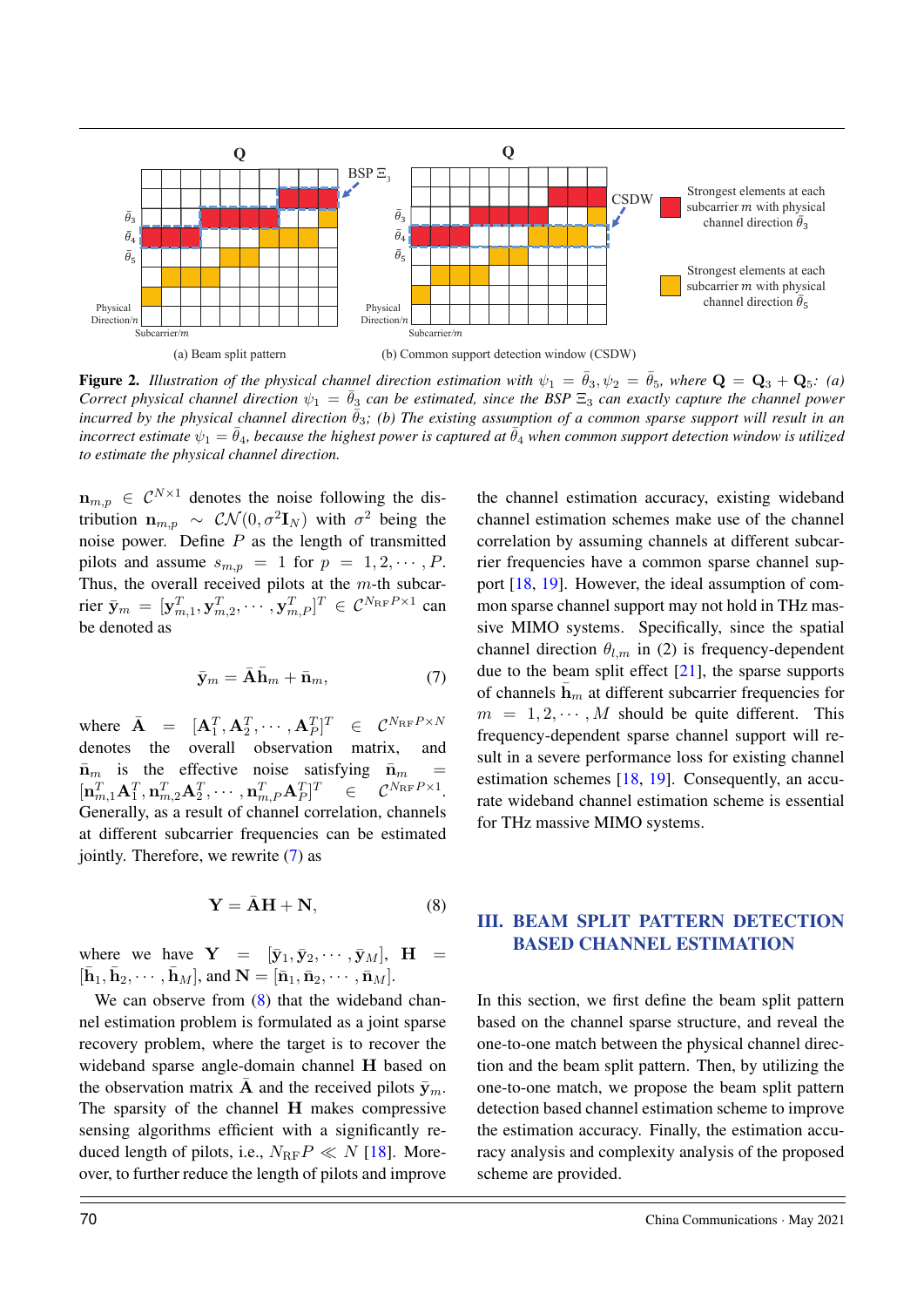Figure 2. *Illustration of the physical channel direction estimation with $\psi_1 = \bar{\theta}_3, \psi_2 = \bar{\theta}_5$, where $\mathbf{Q} = \mathbf{Q}_3 + \mathbf{Q}_5$: (a) Correct physical channel direction $\psi_1 = \bar{\theta}_3$ can be estimated, since the BSP $\Xi_3$ can exactly capture the channel power incurred by the physical channel direction $\bar{\theta}_3$; (b) The existing assumption of a common sparse support will result in an incorrect estimate $\psi_1 = \bar{\theta}_4$, because the highest power is captured at $\bar{\theta}_4$ when common support detection window is utilized to estimate the physical channel direction.*

$\mathbf{n}_{m,p} \in \mathcal{C}^{N\times 1}$ denotes the noise following the distribution $\mathbf{n}_{m,p} \sim \mathcal{CN}(0, \sigma^2 \mathbf{I}_N)$ with $\sigma^2$ being the noise power. Define $P$ as the length of transmitted pilots and assume $s_{m,p} = 1$ for $p = 1, 2, \cdots, P$. Thus, the overall received pilots at the $m$-th subcarrier $\bar{\mathbf{y}}_m = [\mathbf{y}_{m,1}^T, \mathbf{y}_{m,2}^T, \cdots, \mathbf{y}_{m,P}^T]^T \in \mathcal{C}^{N_{\mathrm{RF}}P\times 1}$ can be denoted as

$$\bar{\mathbf{y}}_m = \bar{\mathbf{A}}\bar{\mathbf{h}}_m + \bar{\mathbf{n}}_m, \tag{7}$$

where $\bar{\mathbf{A}} = [\mathbf{A}_1^T, \mathbf{A}_2^T, \cdots, \mathbf{A}_P^T]^T \in \mathcal{C}^{N_{\mathrm{RF}}P\times N}$ denotes the overall observation matrix, and $\bar{\mathbf{n}}_m$ is the effective noise satisfying $\bar{\mathbf{n}}_m = [\mathbf{n}_{m,1}^T\mathbf{A}_1^T, \mathbf{n}_{m,2}^T\mathbf{A}_2^T, \cdots, \mathbf{n}_{m,P}^T\mathbf{A}_P^T]^T \in \mathcal{C}^{N_{\mathrm{RF}}P\times 1}$. Generally, as a result of channel correlation, channels at different subcarrier frequencies can be estimated jointly. Therefore, we rewrite (7) as

$$\mathbf{Y} = \bar{\mathbf{A}}\mathbf{H} + \mathbf{N}, \tag{8}$$

where we have $\mathbf{Y} = [\bar{\mathbf{y}}_1, \bar{\mathbf{y}}_2, \cdots, \bar{\mathbf{y}}_M]$, $\mathbf{H} = [\bar{\mathbf{h}}_1, \bar{\mathbf{h}}_2, \cdots, \bar{\mathbf{h}}_M]$, and $\mathbf{N} = [\bar{\mathbf{n}}_1, \bar{\mathbf{n}}_2, \cdots, \bar{\mathbf{n}}_M]$.

We can observe from (8) that the wideband channel estimation problem is formulated as a joint sparse recovery problem, where the target is to recover the wideband sparse angle-domain channel $\mathbf{H}$ based on the observation matrix $\bar{\mathbf{A}}$ and the received pilots $\bar{\mathbf{y}}_m$. The sparsity of the channel $\mathbf{H}$ makes compressive sensing algorithms efficient with a significantly reduced length of pilots, i.e., $N_{\mathrm{RF}}P \ll N$ [18]. Moreover, to further reduce the length of pilots and improve the channel estimation accuracy, existing wideband channel estimation schemes make use of the channel correlation by assuming channels at different subcarrier frequencies have a common sparse channel support [18, 19]. However, the ideal assumption of common sparse channel support may not hold in THz massive MIMO systems. Specifically, since the spatial channel direction $\theta_{l,m}$ in (2) is frequency-dependent due to the beam split effect [21], the sparse supports of channels $\bar{\mathbf{h}}_m$ at different subcarrier frequencies for $m = 1, 2, \cdots, M$ should be quite different. This frequency-dependent sparse channel support will result in a severe performance loss for existing channel estimation schemes [18, 19]. Consequently, an accurate wideband channel estimation scheme is essential for THz massive MIMO systems.

## III. BEAM SPLIT PATTERN DETECTION BASED CHANNEL ESTIMATION

In this section, we first define the beam split pattern based on the channel sparse structure, and reveal the one-to-one match between the physical channel direction and the beam split pattern. Then, by utilizing the one-to-one match, we propose the beam split pattern detection based channel estimation scheme to improve the estimation accuracy. Finally, the estimation accuracy analysis and complexity analysis of the proposed scheme are provided.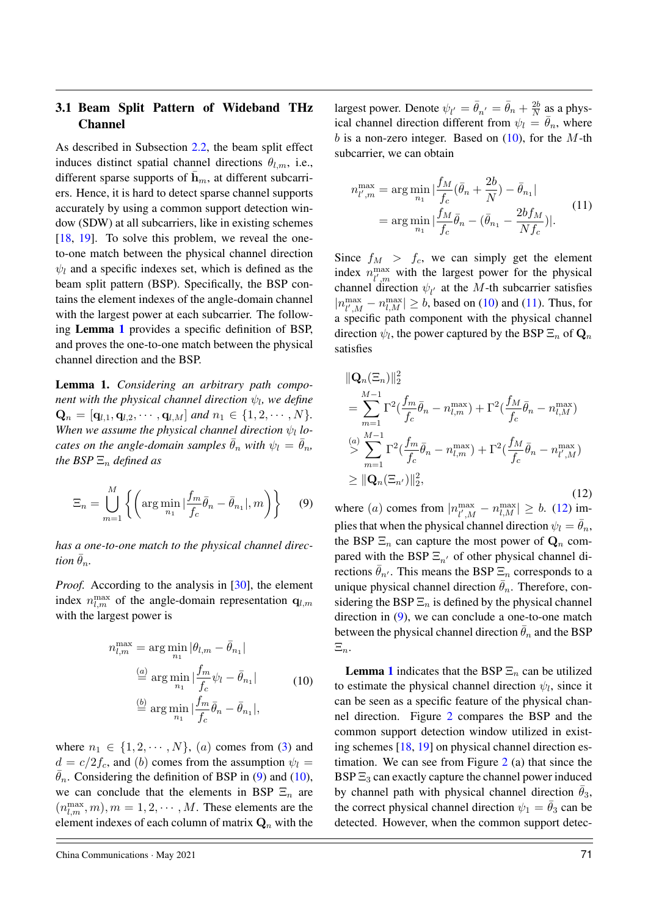### 3.1 Beam Split Pattern of Wideband THz Channel

As described in Subsection 2.2, the beam split effect induces distinct spatial channel directions $\theta_{l,m}$, i.e., different sparse supports of $\bar{\mathbf{h}}_m$, at different subcarriers. Hence, it is hard to detect sparse channel supports accurately by using a common support detection window (SDW) at all subcarriers, like in existing schemes [18, 19]. To solve this problem, we reveal the one-to-one match between the physical channel direction $\psi_l$ and a specific indexes set, which is defined as the beam split pattern (BSP). Specifically, the BSP contains the element indexes of the angle-domain channel with the largest power at each subcarrier. The following **Lemma 1** provides a specific definition of BSP, and proves the one-to-one match between the physical channel direction and the BSP.

**Lemma 1.** *Considering an arbitrary path component with the physical channel direction $\psi_l$, we define $\mathbf{Q}_n = [\mathbf{q}_{l,1}, \mathbf{q}_{l,2}, \cdots, \mathbf{q}_{l,M}]$ and $n_1 \in \{1, 2, \cdots, N\}$. When we assume the physical channel direction $\psi_l$ locates on the angle-domain samples $\bar{\theta}_n$ with $\psi_l = \bar{\theta}_n$, the BSP $\Xi_n$ defined as*

$$\Xi_n = \bigcup_{m=1}^{M} \left\{ \left( \arg\min_{n_1} \left| \frac{f_m}{f_c}\bar{\theta}_n - \bar{\theta}_{n_1} \right|, m \right) \right\} \tag{9}$$

*has a one-to-one match to the physical channel direction $\bar{\theta}_n$.*

*Proof.* According to the analysis in [30], the element index $n_{l,m}^{\max}$ of the angle-domain representation $\mathbf{q}_{l,m}$ with the largest power is

$$\begin{aligned} n_{l,m}^{\max} &= \arg\min_{n_1} |\theta_{l,m} - \bar{\theta}_{n_1}| \\ &\overset{(a)}{=} \arg\min_{n_1} \left| \frac{f_m}{f_c}\psi_l - \bar{\theta}_{n_1} \right| \\ &\overset{(b)}{=} \arg\min_{n_1} \left| \frac{f_m}{f_c}\bar{\theta}_n - \bar{\theta}_{n_1} \right|, \end{aligned} \tag{10}$$

where $n_1 \in \{1, 2, \cdots, N\}$, $(a)$ comes from (3) and $d = c/2f_c$, and $(b)$ comes from the assumption $\psi_l = \bar{\theta}_n$. Considering the definition of BSP in (9) and (10), we can conclude that the elements in BSP $\Xi_n$ are $(n_{l,m}^{\max}, m), m = 1, 2, \cdots, M$. These elements are the element indexes of each column of matrix $\mathbf{Q}_n$ with the largest power. Denote $\psi_{l'} = \bar{\theta}_{n'} = \bar{\theta}_n + \frac{2b}{N}$ as a physical channel direction different from $\psi_l = \bar{\theta}_n$, where $b$ is a non-zero integer. Based on (10), for the $M$-th subcarrier, we can obtain

$$\begin{aligned} n_{l',m}^{\max} &= \arg\min_{n_1} \left| \frac{f_M}{f_c}(\bar{\theta}_n + \frac{2b}{N}) - \bar{\theta}_{n_1} \right| \\ &= \arg\min_{n_1} \left| \frac{f_M}{f_c}\bar{\theta}_n - (\bar{\theta}_{n_1} - \frac{2bf_M}{Nf_c}) \right|. \end{aligned} \tag{11}$$

Since $f_M > f_c$, we can simply get the element index $n_{l',m}^{\max}$ with the largest power for the physical channel direction $\psi_{l'}$ at the $M$-th subcarrier satisfies $|n_{l',M}^{\max} - n_{l,M}^{\max}| \geq b$, based on (10) and (11). Thus, for a specific path component with the physical channel direction $\psi_l$, the power captured by the BSP $\Xi_n$ of $\mathbf{Q}_n$ satisfies

$$\begin{aligned} &\|\mathbf{Q}_n(\Xi_n)\|_2^2 \\ &= \sum_{m=1}^{M-1} \Gamma^2\left(\frac{f_m}{f_c}\bar{\theta}_n - n_{l,m}^{\max}\right) + \Gamma^2\left(\frac{f_M}{f_c}\bar{\theta}_n - n_{l,M}^{\max}\right) \\ &\overset{(a)}{>} \sum_{m=1}^{M-1} \Gamma^2\left(\frac{f_m}{f_c}\bar{\theta}_n - n_{l,m}^{\max}\right) + \Gamma^2\left(\frac{f_M}{f_c}\bar{\theta}_n - n_{l',M}^{\max}\right) \\ &\geq \|\mathbf{Q}_n(\Xi_{n'})\|_2^2, \end{aligned} \tag{12}$$

where $(a)$ comes from $|n_{l',M}^{\max} - n_{l,M}^{\max}| \geq b$. (12) implies that when the physical channel direction $\psi_l = \bar{\theta}_n$, the BSP $\Xi_n$ can capture the most power of $\mathbf{Q}_n$ compared with the BSP $\Xi_{n'}$ of other physical channel directions $\bar{\theta}_{n'}$. This means the BSP $\Xi_n$ corresponds to a unique physical channel direction $\bar{\theta}_n$. Therefore, considering the BSP $\Xi_n$ is defined by the physical channel direction in (9), we can conclude a one-to-one match between the physical channel direction $\bar{\theta}_n$ and the BSP $\Xi_n$.

**Lemma 1** indicates that the BSP $\Xi_n$ can be utilized to estimate the physical channel direction $\psi_l$, since it can be seen as a specific feature of the physical channel direction. Figure 2 compares the BSP and the common support detection window utilized in existing schemes [18, 19] on physical channel direction estimation. We can see from Figure 2 (a) that since the BSP $\Xi_3$ can exactly capture the channel power induced by channel path with physical channel direction $\bar{\theta}_3$, the correct physical channel direction $\psi_1 = \bar{\theta}_3$ can be detected. However, when the common support detec-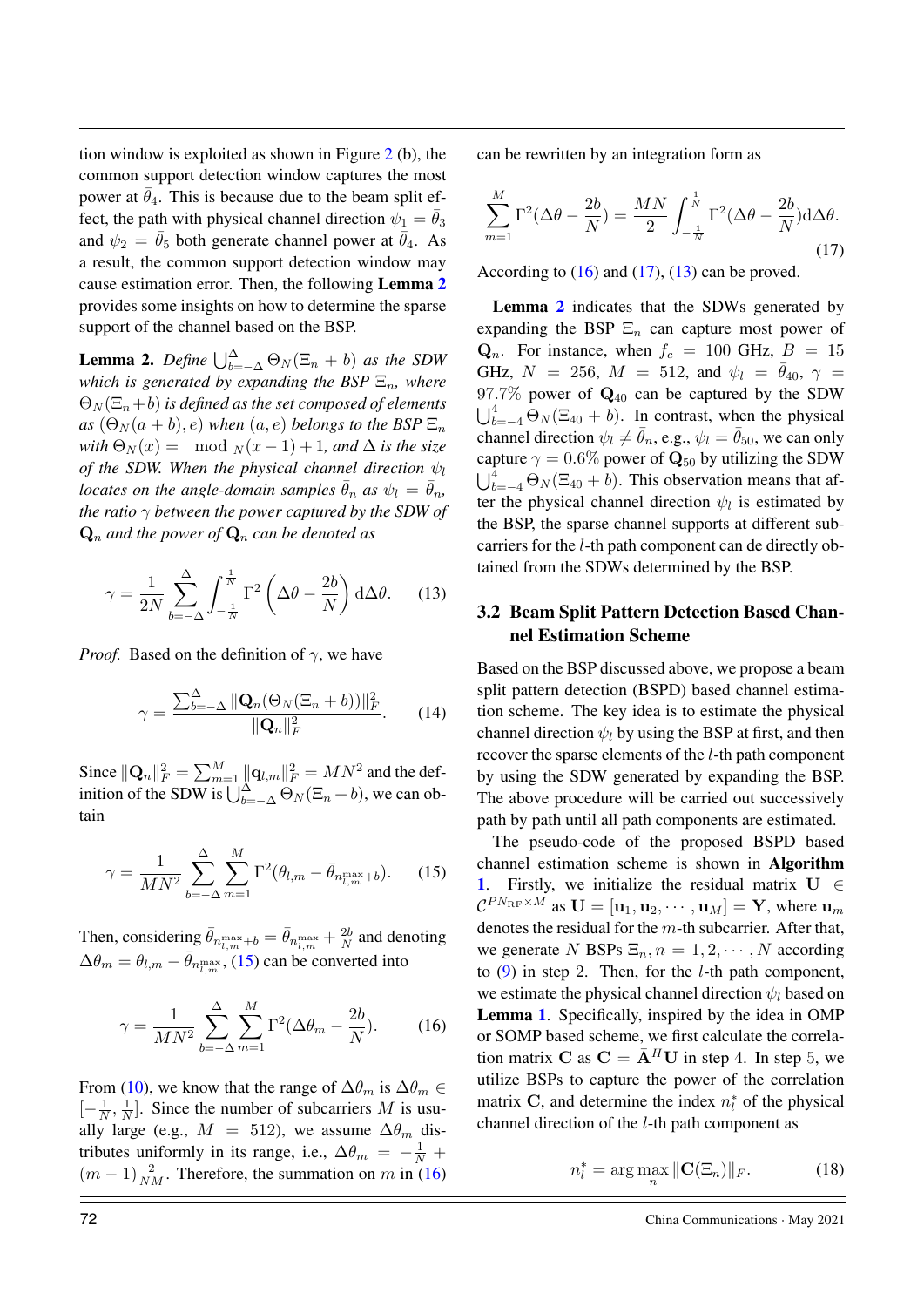tion window is exploited as shown in Figure 2 (b), the common support detection window captures the most power at $\bar{\theta}_4$. This is because due to the beam split effect, the path with physical channel direction $\psi_1 = \bar{\theta}_3$ and $\psi_2 = \bar{\theta}_5$ both generate channel power at $\bar{\theta}_4$. As a result, the common support detection window may cause estimation error. Then, the following **Lemma 2** provides some insights on how to determine the sparse support of the channel based on the BSP.

**Lemma 2.** *Define* $\bigcup_{b=-\Delta}^{\Delta} \Theta_N(\Xi_n + b)$ *as the SDW which is generated by expanding the BSP* $\Xi_n$*, where* $\Theta_N(\Xi_n + b)$ *is defined as the set composed of elements as* $(\Theta_N(a+b), e)$ *when* $(a, e)$ *belongs to the BSP* $\Xi_n$ *with* $\Theta_N(x) = \mod{}_N(x-1)+1$*, and* $\Delta$ *is the size of the SDW. When the physical channel direction* $\psi_l$ *locates on the angle-domain samples* $\bar{\theta}_n$ *as* $\psi_l = \bar{\theta}_n$*, the ratio* $\gamma$ *between the power captured by the SDW of* $\mathbf{Q}_n$ *and the power of* $\mathbf{Q}_n$ *can be denoted as*

$$\gamma = \frac{1}{2N} \sum_{b=-\Delta}^{\Delta} \int_{-\frac{1}{N}}^{\frac{1}{N}} \Gamma^2 \left( \Delta\theta - \frac{2b}{N} \right) \mathrm{d}\Delta\theta. \tag{13}$$

*Proof.* Based on the definition of $\gamma$, we have

$$\gamma = \frac{\sum_{b=-\Delta}^{\Delta} \|\mathbf{Q}_n(\Theta_N(\Xi_n + b))\|_F^2}{\|\mathbf{Q}_n\|_F^2}. \tag{14}$$

Since $\|\mathbf{Q}_n\|_F^2 = \sum_{m=1}^{M} \|\mathbf{q}_{l,m}\|_F^2 = MN^2$ and the definition of the SDW is $\bigcup_{b=-\Delta}^{\Delta} \Theta_N(\Xi_n + b)$, we can obtain

$$\gamma = \frac{1}{MN^2} \sum_{b=-\Delta}^{\Delta} \sum_{m=1}^{M} \Gamma^2(\theta_{l,m} - \bar{\theta}_{n_{l,m}^{\max}+b}). \tag{15}$$

Then, considering $\bar{\theta}_{n_{l,m}^{\max}+b} = \bar{\theta}_{n_{l,m}^{\max}} + \frac{2b}{N}$ and denoting $\Delta\theta_m = \theta_{l,m} - \bar{\theta}_{n_{l,m}^{\max}}$, (15) can be converted into

$$\gamma = \frac{1}{MN^2} \sum_{b=-\Delta}^{\Delta} \sum_{m=1}^{M} \Gamma^2(\Delta\theta_m - \frac{2b}{N}). \tag{16}$$

From (10), we know that the range of $\Delta\theta_m$ is $\Delta\theta_m \in [-\frac{1}{N}, \frac{1}{N}]$. Since the number of subcarriers $M$ is usually large (e.g., $M = 512$), we assume $\Delta\theta_m$ distributes uniformly in its range, i.e., $\Delta\theta_m = -\frac{1}{N} + (m-1)\frac{2}{NM}$. Therefore, the summation on $m$ in (16) can be rewritten by an integration form as

$$\sum_{m=1}^{M} \Gamma^2(\Delta\theta - \frac{2b}{N}) = \frac{MN}{2} \int_{-\frac{1}{N}}^{\frac{1}{N}} \Gamma^2(\Delta\theta - \frac{2b}{N}) \mathrm{d}\Delta\theta. \tag{17}$$

According to (16) and (17), (13) can be proved.

**Lemma 2** indicates that the SDWs generated by expanding the BSP $\Xi_n$ can capture most power of $\mathbf{Q}_n$. For instance, when $f_c = 100$ GHz, $B = 15$ GHz, $N = 256$, $M = 512$, and $\psi_l = \bar{\theta}_{40}$, $\gamma = 97.7\%$ power of $\mathbf{Q}_{40}$ can be captured by the SDW $\bigcup_{b=-4}^{4} \Theta_N(\Xi_{40} + b)$. In contrast, when the physical channel direction $\psi_l \neq \bar{\theta}_n$, e.g., $\psi_l = \bar{\theta}_{50}$, we can only capture $\gamma = 0.6\%$ power of $\mathbf{Q}_{50}$ by utilizing the SDW $\bigcup_{b=-4}^{4} \Theta_N(\Xi_{40} + b)$. This observation means that after the physical channel direction $\psi_l$ is estimated by the BSP, the sparse channel supports at different subcarriers for the $l$-th path component can de directly obtained from the SDWs determined by the BSP.

## 3.2 Beam Split Pattern Detection Based Channel Estimation Scheme

Based on the BSP discussed above, we propose a beam split pattern detection (BSPD) based channel estimation scheme. The key idea is to estimate the physical channel direction $\psi_l$ by using the BSP at first, and then recover the sparse elements of the $l$-th path component by using the SDW generated by expanding the BSP. The above procedure will be carried out successively path by path until all path components are estimated.

The pseudo-code of the proposed BSPD based channel estimation scheme is shown in **Algorithm 1**. Firstly, we initialize the residual matrix $\mathbf{U} \in \mathcal{C}^{PN_{\mathrm{RF}} \times M}$ as $\mathbf{U} = [\mathbf{u}_1, \mathbf{u}_2, \cdots, \mathbf{u}_M] = \mathbf{Y}$, where $\mathbf{u}_m$ denotes the residual for the $m$-th subcarrier. After that, we generate $N$ BSPs $\Xi_n, n = 1, 2, \cdots, N$ according to (9) in step 2. Then, for the $l$-th path component, we estimate the physical channel direction $\psi_l$ based on **Lemma 1**. Specifically, inspired by the idea in OMP or SOMP based scheme, we first calculate the correlation matrix $\mathbf{C}$ as $\mathbf{C} = \bar{\mathbf{A}}^H \mathbf{U}$ in step 4. In step 5, we utilize BSPs to capture the power of the correlation matrix $\mathbf{C}$, and determine the index $n_l^*$ of the physical channel direction of the $l$-th path component as

$$n_l^* = \arg\max_n \|\mathbf{C}(\Xi_n)\|_F. \tag{18}$$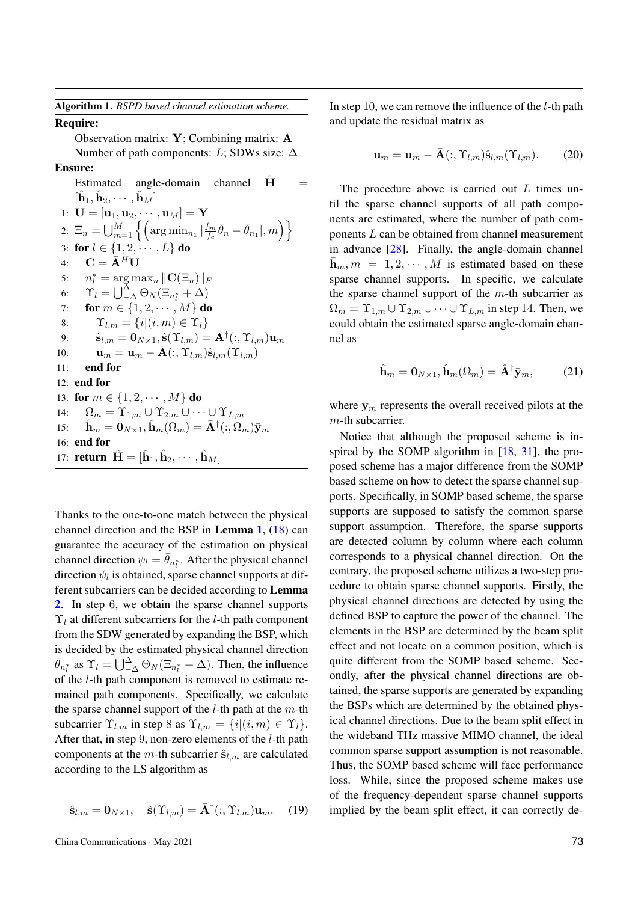**Algorithm 1.** *BSPD based channel estimation scheme.*

**Require:**

Observation matrix: $\mathbf{Y}$; Combining matrix: $\bar{\mathbf{A}}$

Number of path components: $L$; SDWs size: $\Delta$

**Ensure:**

Estimated angle-domain channel $\hat{\mathbf{H}} = [\hat{\mathbf{h}}_1, \hat{\mathbf{h}}_2, \cdots, \hat{\mathbf{h}}_M]$

```
1: U = [u_1, u_2, ..., u_M] = Y
2: Ξ_n = ⋃_{m=1}^{M} { ( argmin_{n_1} |(f_m/f_c) θ̄_n − θ̄_{n_1}|, m ) }
3: for l ∈ {1, 2, ..., L} do
4:    C = Ā^H U
5:    n_l^* = argmax_n ||C(Ξ_n)||_F
6:    Υ_l = ⋃_{−Δ}^{Δ} Θ_N(Ξ_{n_l^*} + Δ)
7:    for m ∈ {1, 2, ..., M} do
8:       Υ_{l,m} = {i | (i, m) ∈ Υ_l}
9:       ŝ_{l,m} = 0_{N×1}, ŝ(Υ_{l,m}) = Ā^†(:, Υ_{l,m}) u_m
10:      u_m = u_m − Ā(:, Υ_{l,m}) ŝ_{l,m}(Υ_{l,m})
11:   end for
12: end for
13: for m ∈ {1, 2, ..., M} do
14:   Ω_m = Υ_{1,m} ∪ Υ_{2,m} ∪ ... ∪ Υ_{L,m}
15:   ĥ_m = 0_{N×1}, ĥ_m(Ω_m) = Ā^†(:, Ω_m) ȳ_m
16: end for
17: return Ĥ = [ĥ_1, ĥ_2, ..., ĥ_M]
```

Thanks to the one-to-one match between the physical channel direction and the BSP in **Lemma 1**, (18) can guarantee the accuracy of the estimation on physical channel direction $\psi_l = \bar{\theta}_{n_l^*}$. After the physical channel direction $\psi_l$ is obtained, sparse channel supports at different subcarriers can be decided according to **Lemma 2**. In step 6, we obtain the sparse channel supports $\Upsilon_l$ at different subcarriers for the $l$-th path component from the SDW generated by expanding the BSP, which is decided by the estimated physical channel direction $\bar{\theta}_{n_l^*}$ as $\Upsilon_l = \bigcup_{-\Delta}^{\Delta} \Theta_N(\Xi_{n_l^*} + \Delta)$. Then, the influence of the $l$-th path component is removed to estimate remained path components. Specifically, we calculate the sparse channel support of the $l$-th path at the $m$-th subcarrier $\Upsilon_{l,m}$ in step 8 as $\Upsilon_{l,m} = \{i | (i, m) \in \Upsilon_l\}$. After that, in step 9, non-zero elements of the $l$-th path components at the $m$-th subcarrier $\hat{\mathbf{s}}_{l,m}$ are calculated according to the LS algorithm as

$$\hat{\mathbf{s}}_{l,m} = \mathbf{0}_{N\times 1}, \quad \hat{\mathbf{s}}(\Upsilon_{l,m}) = \bar{\mathbf{A}}^{\dagger}(:, \Upsilon_{l,m})\mathbf{u}_m. \tag{19}$$

In step 10, we can remove the influence of the $l$-th path and update the residual matrix as

$$\mathbf{u}_m = \mathbf{u}_m - \bar{\mathbf{A}}(:, \Upsilon_{l,m})\hat{\mathbf{s}}_{l,m}(\Upsilon_{l,m}). \tag{20}$$

The procedure above is carried out $L$ times until the sparse channel supports of all path components are estimated, where the number of path components $L$ can be obtained from channel measurement in advance [28]. Finally, the angle-domain channel $\bar{\mathbf{h}}_m, m = 1, 2, \cdots, M$ is estimated based on these sparse channel supports. In specific, we calculate the sparse channel support of the $m$-th subcarrier as $\Omega_m = \Upsilon_{1,m} \cup \Upsilon_{2,m} \cup \cdots \cup \Upsilon_{L,m}$ in step 14. Then, we could obtain the estimated sparse angle-domain channel as

$$\hat{\mathbf{h}}_m = \mathbf{0}_{N\times 1}, \hat{\mathbf{h}}_m(\Omega_m) = \hat{\mathbf{A}}^{\dagger}\bar{\mathbf{y}}_m, \tag{21}$$

where $\bar{\mathbf{y}}_m$ represents the overall received pilots at the $m$-th subcarrier.

Notice that although the proposed scheme is inspired by the SOMP algorithm in [18, 31], the proposed scheme has a major difference from the SOMP based scheme on how to detect the sparse channel supports. Specifically, in SOMP based scheme, the sparse supports are supposed to satisfy the common sparse support assumption. Therefore, the sparse supports are detected column by column where each column corresponds to a physical channel direction. On the contrary, the proposed scheme utilizes a two-step procedure to obtain sparse channel supports. Firstly, the physical channel directions are detected by using the defined BSP to capture the power of the channel. The elements in the BSP are determined by the beam split effect and not locate on a common position, which is quite different from the SOMP based scheme. Secondly, after the physical channel directions are obtained, the sparse supports are generated by expanding the BSPs which are determined by the obtained physical channel directions. Due to the beam split effect in the wideband THz massive MIMO channel, the ideal common sparse support assumption is not reasonable. Thus, the SOMP based scheme will face performance loss. While, since the proposed scheme makes use of the frequency-dependent sparse channel supports implied by the beam split effect, it can correctly de-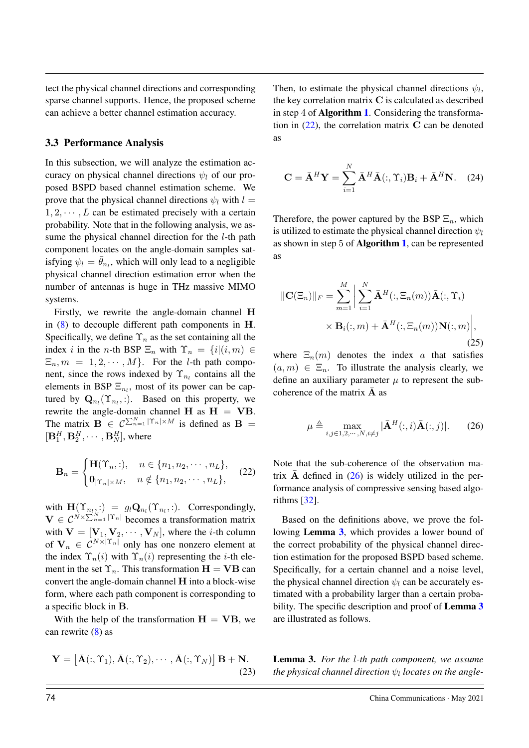tect the physical channel directions and corresponding sparse channel supports. Hence, the proposed scheme can achieve a better channel estimation accuracy.

### 3.3 Performance Analysis

In this subsection, we will analyze the estimation accuracy on physical channel directions $\psi_l$ of our proposed BSPD based channel estimation scheme. We prove that the physical channel directions $\psi_l$ with $l = 1, 2, \cdots, L$ can be estimated precisely with a certain probability. Note that in the following analysis, we assume the physical channel direction for the $l$-th path component locates on the angle-domain samples satisfying $\psi_l = \bar{\theta}_{n_l}$, which will only lead to a negligible physical channel direction estimation error when the number of antennas is huge in THz massive MIMO systems.

Firstly, we rewrite the angle-domain channel $\mathbf{H}$ in (8) to decouple different path components in $\mathbf{H}$. Specifically, we define $\Upsilon_n$ as the set containing all the index $i$ in the $n$-th BSP $\Xi_n$ with $\Upsilon_n = \{i|(i, m) \in \Xi_n, m = 1, 2, \cdots, M\}$. For the $l$-th path component, since the rows indexed by $\Upsilon_{n_l}$ contains all the elements in BSP $\Xi_{n_l}$, most of its power can be captured by $\mathbf{Q}_{n_l}(\Upsilon_{n_l}, :)$. Based on this property, we rewrite the angle-domain channel $\mathbf{H}$ as $\mathbf{H} = \mathbf{V}\mathbf{B}$. The matrix $\mathbf{B} \in \mathcal{C}^{\sum_{n=1}^{N}|\Upsilon_n| \times M}$ is defined as $\mathbf{B} = [\mathbf{B}_1^H, \mathbf{B}_2^H, \cdots, \mathbf{B}_N^H]$, where

$$\mathbf{B}_n = \begin{cases} \mathbf{H}(\Upsilon_n, :), & n \in \{n_1, n_2, \cdots, n_L\}, \\ \mathbf{0}_{|\Upsilon_n| \times M}, & n \notin \{n_1, n_2, \cdots, n_L\}, \end{cases} \tag{22}$$

with $\mathbf{H}(\Upsilon_{n_l}, :) = g_l \mathbf{Q}_{n_l}(\Upsilon_{n_l}, :)$. Correspondingly, $\mathbf{V} \in \mathcal{C}^{N \times \sum_{n=1}^{N}|\Upsilon_n|}$ becomes a transformation matrix with $\mathbf{V} = [\mathbf{V}_1, \mathbf{V}_2, \cdots, \mathbf{V}_N]$, where the $i$-th column of $\mathbf{V}_n \in \mathcal{C}^{N \times |\Upsilon_n|}$ only has one nonzero element at the index $\Upsilon_n(i)$ with $\Upsilon_n(i)$ representing the $i$-th element in the set $\Upsilon_n$. This transformation $\mathbf{H} = \mathbf{V}\mathbf{B}$ can convert the angle-domain channel $\mathbf{H}$ into a block-wise form, where each path component is corresponding to a specific block in $\mathbf{B}$.

With the help of the transformation $\mathbf{H} = \mathbf{V}\mathbf{B}$, we can rewrite (8) as

$$\mathbf{Y} = \left[\bar{\mathbf{A}}(:, \Upsilon_1), \bar{\mathbf{A}}(:, \Upsilon_2), \cdots, \bar{\mathbf{A}}(:, \Upsilon_N)\right]\mathbf{B} + \mathbf{N}. \tag{23}$$

Then, to estimate the physical channel directions $\psi_l$, the key correlation matrix $\mathbf{C}$ is calculated as described in step 4 of **Algorithm 1**. Considering the transformation in (22), the correlation matrix $\mathbf{C}$ can be denoted as

$$\mathbf{C} = \bar{\mathbf{A}}^H \mathbf{Y} = \sum_{i=1}^{N} \bar{\mathbf{A}}^H \bar{\mathbf{A}}(:, \Upsilon_i)\mathbf{B}_i + \bar{\mathbf{A}}^H \mathbf{N}. \tag{24}$$

Therefore, the power captured by the BSP $\Xi_n$, which is utilized to estimate the physical channel direction $\psi_l$ as shown in step 5 of **Algorithm 1**, can be represented as

$$\begin{aligned} \|\mathbf{C}(\Xi_n)\|_F = \sum_{m=1}^{M} \Bigg| \sum_{i=1}^{N} & \bar{\mathbf{A}}^H(:, \Xi_n(m))\bar{\mathbf{A}}(:, \Upsilon_i) \\ & \times \mathbf{B}_i(:, m) + \bar{\mathbf{A}}^H(:, \Xi_n(m))\mathbf{N}(:, m) \Bigg|, \end{aligned} \tag{25}$$

where $\Xi_n(m)$ denotes the index $a$ that satisfies $(a, m) \in \Xi_n$. To illustrate the analysis clearly, we define an auxiliary parameter $\mu$ to represent the sub-coherence of the matrix $\bar{\mathbf{A}}$ as

$$\mu \triangleq \max_{i,j \in 1,2,\cdots,N, i \neq j} |\bar{\mathbf{A}}^H(:, i)\bar{\mathbf{A}}(:, j)|. \tag{26}$$

Note that the sub-coherence of the observation matrix $\bar{\mathbf{A}}$ defined in (26) is widely utilized in the performance analysis of compressive sensing based algorithms [32].

Based on the definitions above, we prove the following **Lemma 3**, which provides a lower bound of the correct probability of the physical channel direction estimation for the proposed BSPD based scheme. Specifically, for a certain channel and a noise level, the physical channel direction $\psi_l$ can be accurately estimated with a probability larger than a certain probability. The specific description and proof of **Lemma 3** are illustrated as follows.

**Lemma 3.** *For the $l$-th path component, we assume the physical channel direction $\psi_l$ locates on the angle-*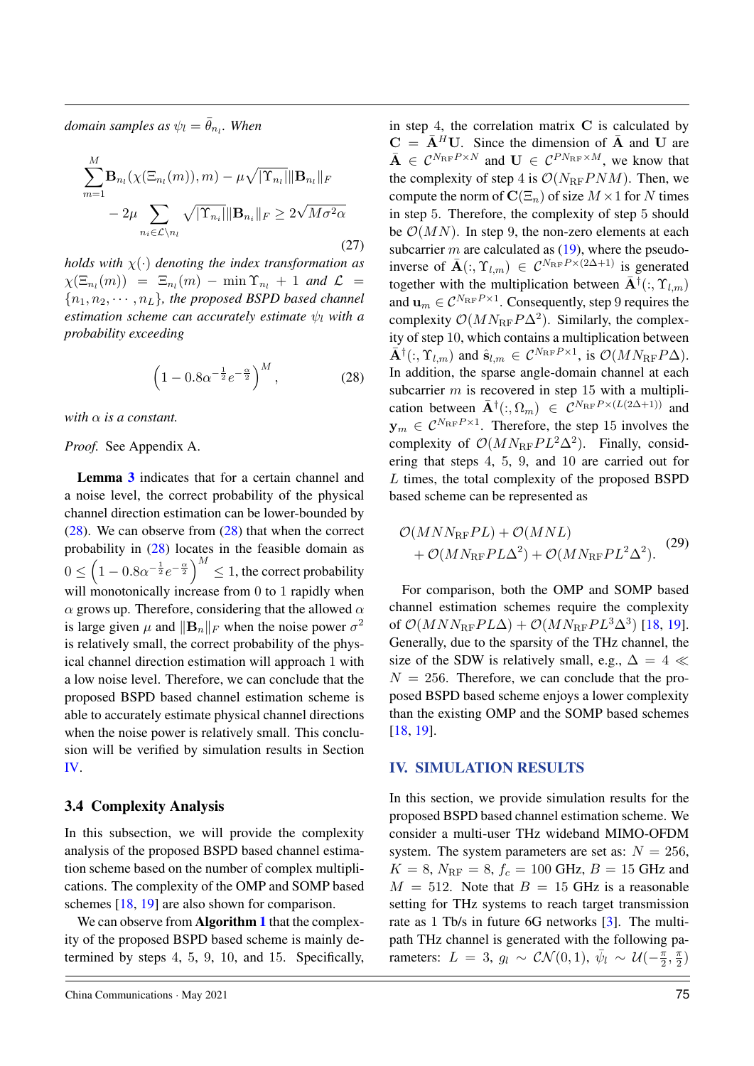*domain samples as $\psi_l = \bar{\theta}_{n_l}$. When*

$$\sum_{m=1}^{M} \mathbf{B}_{n_l}(\chi(\Xi_{n_l}(m)), m) - \mu\sqrt{|\Upsilon_{n_l}|}\|\mathbf{B}_{n_l}\|_F - 2\mu \sum_{n_i \in \mathcal{L}\setminus n_l} \sqrt{|\Upsilon_{n_i}|}\|\mathbf{B}_{n_i}\|_F \geq 2\sqrt{M\sigma^2\alpha} \tag{27}$$

*holds with $\chi(\cdot)$ denoting the index transformation as $\chi(\Xi_{n_l}(m)) = \Xi_{n_l}(m) - \min \Upsilon_{n_l} + 1$ and $\mathcal{L} = \{n_1, n_2, \cdots, n_L\}$, the proposed BSPD based channel estimation scheme can accurately estimate $\psi_l$ with a probability exceeding*

$$\left(1 - 0.8\alpha^{-\frac{1}{2}}e^{-\frac{\alpha}{2}}\right)^M, \tag{28}$$

*with $\alpha$ is a constant.*

*Proof.* See Appendix A.

**Lemma 3** indicates that for a certain channel and a noise level, the correct probability of the physical channel direction estimation can be lower-bounded by (28). We can observe from (28) that when the correct probability in (28) locates in the feasible domain as $0 \leq \left(1 - 0.8\alpha^{-\frac{1}{2}}e^{-\frac{\alpha}{2}}\right)^M \leq 1$, the correct probability will monotonically increase from 0 to 1 rapidly when $\alpha$ grows up. Therefore, considering that the allowed $\alpha$ is large given $\mu$ and $\|\mathbf{B}_n\|_F$ when the noise power $\sigma^2$ is relatively small, the correct probability of the physical channel direction estimation will approach 1 with a low noise level. Therefore, we can conclude that the proposed BSPD based channel estimation scheme is able to accurately estimate physical channel directions when the noise power is relatively small. This conclusion will be verified by simulation results in Section IV.

### 3.4 Complexity Analysis

In this subsection, we will provide the complexity analysis of the proposed BSPD based channel estimation scheme based on the number of complex multiplications. The complexity of the OMP and SOMP based schemes [18, 19] are also shown for comparison.

We can observe from **Algorithm 1** that the complexity of the proposed BSPD based scheme is mainly determined by steps 4, 5, 9, 10, and 15. Specifically, in step 4, the correlation matrix $\mathbf{C}$ is calculated by $\mathbf{C} = \bar{\mathbf{A}}^H\mathbf{U}$. Since the dimension of $\bar{\mathbf{A}}$ and $\mathbf{U}$ are $\bar{\mathbf{A}} \in \mathcal{C}^{N_{\text{RF}}P\times N}$ and $\mathbf{U} \in \mathcal{C}^{PN_{\text{RF}}\times M}$, we know that the complexity of step 4 is $\mathcal{O}(N_{\text{RF}}PNM)$. Then, we compute the norm of $\mathbf{C}(\Xi_n)$ of size $M\times 1$ for $N$ times in step 5. Therefore, the complexity of step 5 should be $\mathcal{O}(MN)$. In step 9, the non-zero elements at each subcarrier $m$ are calculated as (19), where the pseudo-inverse of $\bar{\mathbf{A}}(:, \Upsilon_{l,m}) \in \mathcal{C}^{N_{\text{RF}}P\times(2\Delta+1)}$ is generated together with the multiplication between $\bar{\mathbf{A}}^{\dagger}(:, \Upsilon_{l,m})$ and $\mathbf{u}_m \in \mathcal{C}^{N_{\text{RF}}P\times 1}$. Consequently, step 9 requires the complexity $\mathcal{O}(MN_{\text{RF}}P\Delta^2)$. Similarly, the complexity of step 10, which contains a multiplication between $\bar{\mathbf{A}}^{\dagger}(:, \Upsilon_{l,m})$ and $\hat{\mathbf{s}}_{l,m} \in \mathcal{C}^{N_{\text{RF}}P\times 1}$, is $\mathcal{O}(MN_{\text{RF}}P\Delta)$. In addition, the sparse angle-domain channel at each subcarrier $m$ is recovered in step 15 with a multiplication between $\bar{\mathbf{A}}^{\dagger}(:, \Omega_m) \in \mathcal{C}^{N_{\text{RF}}P\times(L(2\Delta+1))}$ and $\mathbf{y}_m \in \mathcal{C}^{N_{\text{RF}}P\times 1}$. Therefore, the step 15 involves the complexity of $\mathcal{O}(MN_{\text{RF}}PL^2\Delta^2)$. Finally, considering that steps 4, 5, 9, and 10 are carried out for $L$ times, the total complexity of the proposed BSPD based scheme can be represented as

$$\mathcal{O}(MNN_{\text{RF}}PL) + \mathcal{O}(MNL) + \mathcal{O}(MN_{\text{RF}}PL\Delta^2) + \mathcal{O}(MN_{\text{RF}}PL^2\Delta^2). \tag{29}$$

For comparison, both the OMP and SOMP based channel estimation schemes require the complexity of $\mathcal{O}(MNN_{\text{RF}}PL\Delta) + \mathcal{O}(MN_{\text{RF}}PL^3\Delta^3)$ [18, 19]. Generally, due to the sparsity of the THz channel, the size of the SDW is relatively small, e.g., $\Delta = 4 \ll N = 256$. Therefore, we can conclude that the proposed BSPD based scheme enjoys a lower complexity than the existing OMP and the SOMP based schemes [18, 19].

## IV. SIMULATION RESULTS

In this section, we provide simulation results for the proposed BSPD based channel estimation scheme. We consider a multi-user THz wideband MIMO-OFDM system. The system parameters are set as: $N = 256$, $K = 8$, $N_{\text{RF}} = 8$, $f_c = 100$ GHz, $B = 15$ GHz and $M = 512$. Note that $B = 15$ GHz is a reasonable setting for THz systems to reach target transmission rate as 1 Tb/s in future 6G networks [3]. The multi-path THz channel is generated with the following parameters: $L = 3$, $g_l \sim \mathcal{CN}(0, 1)$, $\bar{\psi}_l \sim \mathcal{U}(-\frac{\pi}{2}, \frac{\pi}{2})$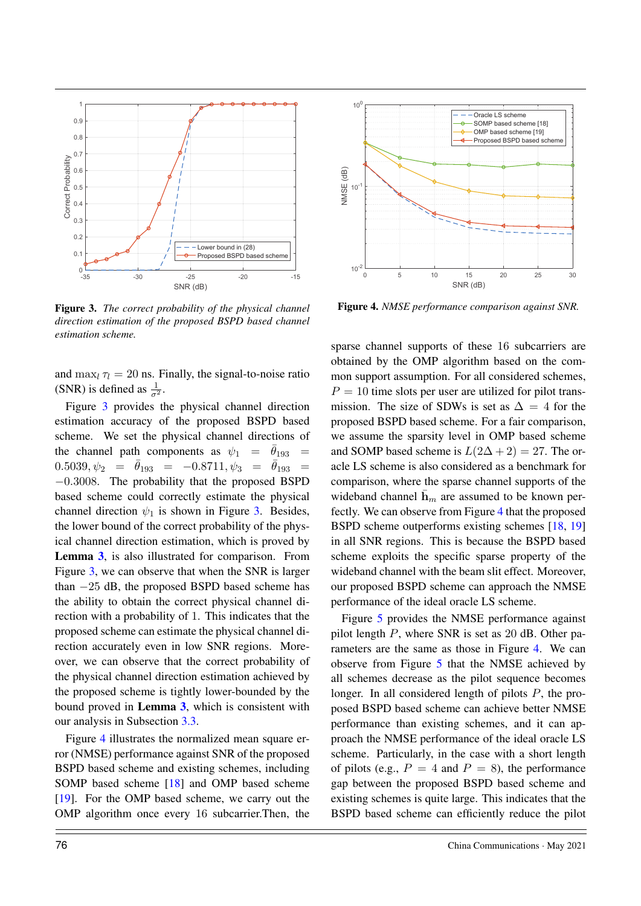**Figure 3.** *The correct probability of the physical channel direction estimation of the proposed BSPD based channel estimation scheme.*

**Figure 4.** *NMSE performance comparison against SNR.*

and $\max_l \tau_l = 20$ ns. Finally, the signal-to-noise ratio (SNR) is defined as $\frac{1}{\sigma^2}$.

Figure 3 provides the physical channel direction estimation accuracy of the proposed BSPD based scheme. We set the physical channel directions of the channel path components as $\psi_1 = \bar{\theta}_{193} = 0.5039, \psi_2 = \bar{\theta}_{193} = -0.8711, \psi_3 = \bar{\theta}_{193} = -0.3008$. The probability that the proposed BSPD based scheme could correctly estimate the physical channel direction $\psi_1$ is shown in Figure 3. Besides, the lower bound of the correct probability of the physical channel direction estimation, which is proved by **Lemma 3**, is also illustrated for comparison. From Figure 3, we can observe that when the SNR is larger than $-25$ dB, the proposed BSPD based scheme has the ability to obtain the correct physical channel direction with a probability of 1. This indicates that the proposed scheme can estimate the physical channel direction accurately even in low SNR regions. Moreover, we can observe that the correct probability of the physical channel direction estimation achieved by the proposed scheme is tightly lower-bounded by the bound proved in **Lemma 3**, which is consistent with our analysis in Subsection 3.3.

Figure 4 illustrates the normalized mean square error (NMSE) performance against SNR of the proposed BSPD based scheme and existing schemes, including SOMP based scheme [18] and OMP based scheme [19]. For the OMP based scheme, we carry out the OMP algorithm once every 16 subcarrier.Then, the sparse channel supports of these 16 subcarriers are obtained by the OMP algorithm based on the common support assumption. For all considered schemes, $P = 10$ time slots per user are utilized for pilot transmission. The size of SDWs is set as $\Delta = 4$ for the proposed BSPD based scheme. For a fair comparison, we assume the sparsity level in OMP based scheme and SOMP based scheme is $L(2\Delta + 2) = 27$. The oracle LS scheme is also considered as a benchmark for comparison, where the sparse channel supports of the wideband channel $\bar{\mathbf{h}}_m$ are assumed to be known perfectly. We can observe from Figure 4 that the proposed BSPD scheme outperforms existing schemes [18, 19] in all SNR regions. This is because the BSPD based scheme exploits the specific sparse property of the wideband channel with the beam slit effect. Moreover, our proposed BSPD scheme can approach the NMSE performance of the ideal oracle LS scheme.

Figure 5 provides the NMSE performance against pilot length $P$, where SNR is set as 20 dB. Other parameters are the same as those in Figure 4. We can observe from Figure 5 that the NMSE achieved by all schemes decrease as the pilot sequence becomes longer. In all considered length of pilots $P$, the proposed BSPD based scheme can achieve better NMSE performance than existing schemes, and it can approach the NMSE performance of the ideal oracle LS scheme. Particularly, in the case with a short length of pilots (e.g., $P = 4$ and $P = 8$), the performance gap between the proposed BSPD based scheme and existing schemes is quite large. This indicates that the BSPD based scheme can efficiently reduce the pilot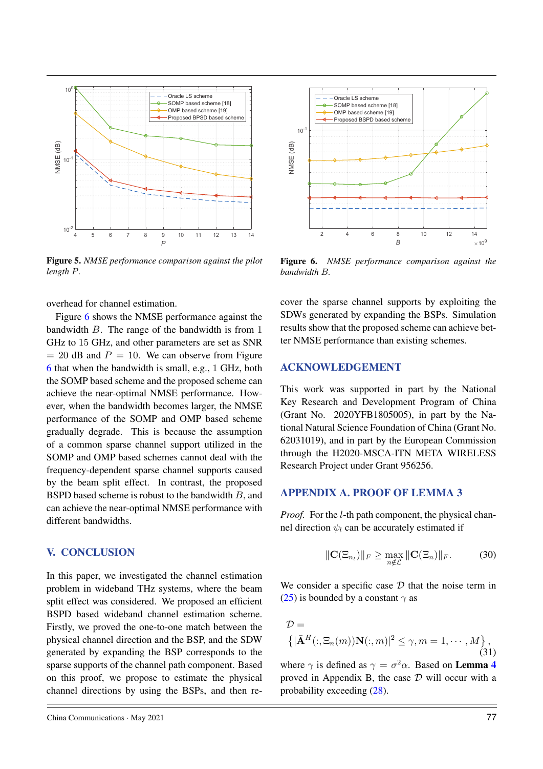**Figure 5.** *NMSE performance comparison against the pilot length $P$.*

**Figure 6.** *NMSE performance comparison against the bandwidth $B$.*

overhead for channel estimation.

Figure 6 shows the NMSE performance against the bandwidth $B$. The range of the bandwidth is from 1 GHz to 15 GHz, and other parameters are set as SNR $= 20$ dB and $P = 10$. We can observe from Figure 6 that when the bandwidth is small, e.g., 1 GHz, both the SOMP based scheme and the proposed scheme can achieve the near-optimal NMSE performance. However, when the bandwidth becomes larger, the NMSE performance of the SOMP and OMP based scheme gradually degrade. This is because the assumption of a common sparse channel support utilized in the SOMP and OMP based schemes cannot deal with the frequency-dependent sparse channel supports caused by the beam split effect. In contrast, the proposed BSPD based scheme is robust to the bandwidth $B$, and can achieve the near-optimal NMSE performance with different bandwidths.

## V. CONCLUSION

In this paper, we investigated the channel estimation problem in wideband THz systems, where the beam split effect was considered. We proposed an efficient BSPD based wideband channel estimation scheme. Firstly, we proved the one-to-one match between the physical channel direction and the BSP, and the SDW generated by expanding the BSP corresponds to the sparse supports of the channel path component. Based on this proof, we propose to estimate the physical channel directions by using the BSPs, and then recover the sparse channel supports by exploiting the SDWs generated by expanding the BSPs. Simulation results show that the proposed scheme can achieve better NMSE performance than existing schemes.

## ACKNOWLEDGEMENT

This work was supported in part by the National Key Research and Development Program of China (Grant No. 2020YFB1805005), in part by the National Natural Science Foundation of China (Grant No. 62031019), and in part by the European Commission through the H2020-MSCA-ITN META WIRELESS Research Project under Grant 956256.

## APPENDIX A. PROOF OF LEMMA 3

*Proof.* For the $l$-th path component, the physical channel direction $\psi_l$ can be accurately estimated if

$$\|\mathbf{C}(\Xi_{n_l})\|_F \geq \max_{n \notin \mathcal{L}} \|\mathbf{C}(\Xi_n)\|_F. \tag{30}$$

We consider a specific case $\mathcal{D}$ that the noise term in (25) is bounded by a constant $\gamma$ as

$$\mathcal{D} = \left\{ |\bar{\mathbf{A}}^H(:, \Xi_n(m))\mathbf{N}(:, m)|^2 \leq \gamma, m = 1, \cdots, M \right\}, \tag{31}$$

where $\gamma$ is defined as $\gamma = \sigma^2\alpha$. Based on **Lemma 4** proved in Appendix B, the case $\mathcal{D}$ will occur with a probability exceeding (28).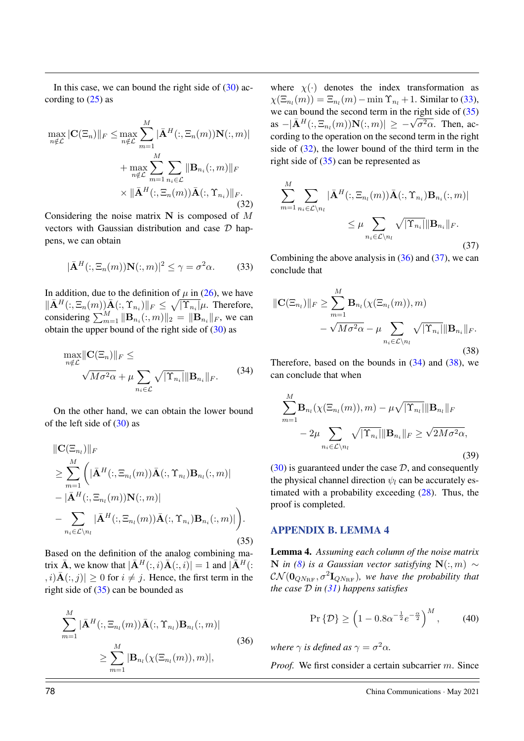In this case, we can bound the right side of (30) according to (25) as

$$\max_{n\notin\mathcal{L}} \|\mathbf{C}(\Xi_n)\|_F \le \max_{n\notin\mathcal{L}} \sum_{m=1}^{M} |\bar{\mathbf{A}}^H(:,\Xi_n(m))\mathbf{N}(:,m)| + \max_{n\notin\mathcal{L}} \sum_{m=1}^{M}\sum_{n_i\in\mathcal{L}} \|\mathbf{B}_{n_i}(:,m)\|_F \times \|\bar{\mathbf{A}}^H(:,\Xi_n(m))\bar{\mathbf{A}}(:,\Upsilon_{n_i})\|_F. \tag{32}$$

Considering the noise matrix $\mathbf{N}$ is composed of $M$ vectors with Gaussian distribution and case $\mathcal{D}$ happens, we can obtain

$$|\bar{\mathbf{A}}^H(:,\Xi_n(m))\mathbf{N}(:,m)|^2 \le \gamma = \sigma^2\alpha. \tag{33}$$

In addition, due to the definition of $\mu$ in (26), we have $\|\bar{\mathbf{A}}^H(:,\Xi_n(m))\bar{\mathbf{A}}(:,\Upsilon_{n_i})\|_F \le \sqrt{|\Upsilon_{n_i}|}\mu$. Therefore, considering $\sum_{m=1}^{M}\|\mathbf{B}_{n_i}(:,m)\|_2 = \|\mathbf{B}_{n_i}\|_F$, we can obtain the upper bound of the right side of (30) as

$$\max_{n\notin\mathcal{L}} \|\mathbf{C}(\Xi_n)\|_F \le \sqrt{M\sigma^2\alpha} + \mu \sum_{n_i\in\mathcal{L}} \sqrt{|\Upsilon_{n_i}|}\|\mathbf{B}_{n_i}\|_F. \tag{34}$$

On the other hand, we can obtain the lower bound of the left side of (30) as

$$\begin{aligned}
&\|\mathbf{C}(\Xi_{n_l})\|_F \\
&\ge \sum_{m=1}^{M}\Big(|\bar{\mathbf{A}}^H(:,\Xi_{n_l}(m))\bar{\mathbf{A}}(:,\Upsilon_{n_l})\mathbf{B}_{n_l}(:,m)| \\
&- |\bar{\mathbf{A}}^H(:,\Xi_{n_l}(m))\mathbf{N}(:,m)| \\
&- \sum_{n_i\in\mathcal{L}\backslash n_l} |\bar{\mathbf{A}}^H(:,\Xi_{n_l}(m))\bar{\mathbf{A}}(:,\Upsilon_{n_i})\mathbf{B}_{n_i}(:,m)|\Big).
\end{aligned} \tag{35}$$

Based on the definition of the analog combining matrix $\bar{\mathbf{A}}$, we know that $|\bar{\mathbf{A}}^H(:,i)\bar{\mathbf{A}}(:,i)| = 1$ and $|\bar{\mathbf{A}}^H(:,i)\bar{\mathbf{A}}(:,j)| \ge 0$ for $i \ne j$. Hence, the first term in the right side of (35) can be bounded as

$$\sum_{m=1}^{M} |\bar{\mathbf{A}}^H(:,\Xi_{n_l}(m))\bar{\mathbf{A}}(:,\Upsilon_{n_l})\mathbf{B}_{n_l}(:,m)| \ge \sum_{m=1}^{M} |\mathbf{B}_{n_l}(\chi(\Xi_{n_l}(m)),m)|, \tag{36}$$

where $\chi(\cdot)$ denotes the index transformation as $\chi(\Xi_{n_l}(m)) = \Xi_{n_l}(m) - \min\Upsilon_{n_l} + 1$. Similar to (33), we can bound the second term in the right side of (35) as $-|\bar{\mathbf{A}}^H(:,\Xi_{n_l}(m))\mathbf{N}(:,m)| \ge -\sqrt{\sigma^2\alpha}$. Then, according to the operation on the second term in the right side of (32), the lower bound of the third term in the right side of (35) can be represented as

$$\sum_{m=1}^{M}\sum_{n_i\in\mathcal{L}\backslash n_l} |\bar{\mathbf{A}}^H(:,\Xi_{n_l}(m))\bar{\mathbf{A}}(:,\Upsilon_{n_i})\mathbf{B}_{n_i}(:,m)| \le \mu \sum_{n_i\in\mathcal{L}\backslash n_l} \sqrt{|\Upsilon_{n_i}|}\|\mathbf{B}_{n_i}\|_F. \tag{37}$$

Combining the above analysis in (36) and (37), we can conclude that

$$\|\mathbf{C}(\Xi_{n_l})\|_F \ge \sum_{m=1}^{M} \mathbf{B}_{n_l}(\chi(\Xi_{n_l}(m)),m) - \sqrt{M\sigma^2\alpha} - \mu \sum_{n_i\in\mathcal{L}\backslash n_l} \sqrt{|\Upsilon_{n_i}|}\|\mathbf{B}_{n_i}\|_F. \tag{38}$$

Therefore, based on the bounds in (34) and (38), we can conclude that when

$$\sum_{m=1}^{M}\mathbf{B}_{n_l}(\chi(\Xi_{n_l}(m)),m) - \mu\sqrt{|\Upsilon_{n_l}|}\|\mathbf{B}_{n_l}\|_F - 2\mu \sum_{n_i\in\mathcal{L}\backslash n_l} \sqrt{|\Upsilon_{n_i}|}\|\mathbf{B}_{n_i}\|_F \ge \sqrt{2M\sigma^2\alpha}, \tag{39}$$

(30) is guaranteed under the case $\mathcal{D}$, and consequently the physical channel direction $\psi_l$ can be accurately estimated with a probability exceeding (28). Thus, the proof is completed.

## APPENDIX B. LEMMA 4

**Lemma 4.** *Assuming each column of the noise matrix $\mathbf{N}$ in (8) is a Gaussian vector satisfying $\mathbf{N}(:,m) \sim \mathcal{CN}(\mathbf{0}_{QN_{\text{RF}}}, \sigma^2\mathbf{I}_{QN_{\text{RF}}})$, we have the probability that the case $\mathcal{D}$ in (31) happens satisfies*

$$\Pr\{\mathcal{D}\} \ge \left(1 - 0.8\alpha^{-\frac{1}{2}}e^{-\frac{\alpha}{2}}\right)^M, \tag{40}$$

*where $\gamma$ is defined as $\gamma = \sigma^2\alpha$.*

*Proof.* We first consider a certain subcarrier $m$. Since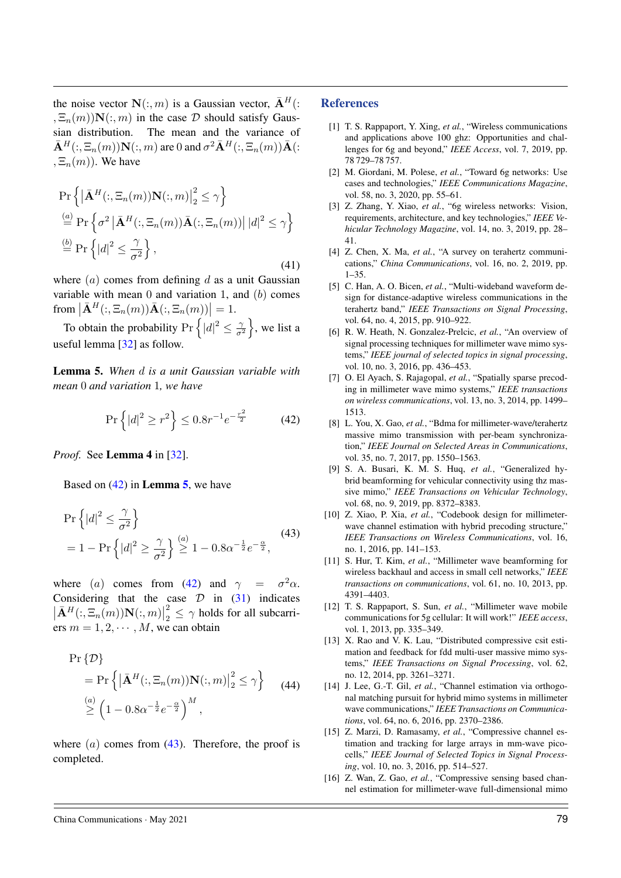the noise vector $\mathbf{N}(:,m)$ is a Gaussian vector, $\bar{\mathbf{A}}^H(:,\Xi_n(m))\mathbf{N}(:,m)$ in the case $\mathcal{D}$ should satisfy Gaussian distribution. The mean and the variance of $\bar{\mathbf{A}}^H(:,\Xi_n(m))\mathbf{N}(:,m)$ are 0 and $\sigma^2\bar{\mathbf{A}}^H(:,\Xi_n(m))\bar{\mathbf{A}}(:,\Xi_n(m))$. We have

$$
\begin{aligned}
&\Pr\left\{\left|\bar{\mathbf{A}}^H(:,\Xi_n(m))\mathbf{N}(:,m)\right|_2^2 \leq \gamma\right\} \\
&\overset{(a)}{=} \Pr\left\{\sigma^2\left|\bar{\mathbf{A}}^H(:,\Xi_n(m))\bar{\mathbf{A}}(:,\Xi_n(m))\right||d|^2 \leq \gamma\right\} \\
&\overset{(b)}{=} \Pr\left\{|d|^2 \leq \frac{\gamma}{\sigma^2}\right\},
\end{aligned} \tag{41}
$$

where $(a)$ comes from defining $d$ as a unit Gaussian variable with mean 0 and variation 1, and $(b)$ comes from $\left|\bar{\mathbf{A}}^H(:,\Xi_n(m))\bar{\mathbf{A}}(:,\Xi_n(m))\right| = 1$.

To obtain the probability $\Pr\left\{|d|^2 \leq \frac{\gamma}{\sigma^2}\right\}$, we list a useful lemma [32] as follow.

**Lemma 5.** *When $d$ is a unit Gaussian variable with mean 0 and variation 1, we have*

$$
\Pr\left\{|d|^2 \geq r^2\right\} \leq 0.8r^{-1}e^{-\frac{r^2}{2}} \tag{42}
$$

*Proof.* See **Lemma 4** in [32].

Based on (42) in **Lemma 5**, we have

$$
\begin{aligned}
&\Pr\left\{|d|^2 \leq \frac{\gamma}{\sigma^2}\right\} \\
&= 1 - \Pr\left\{|d|^2 \geq \frac{\gamma}{\sigma^2}\right\} \overset{(a)}{\geq} 1 - 0.8\alpha^{-\frac{1}{2}}e^{-\frac{\alpha}{2}},
\end{aligned} \tag{43}
$$

where $(a)$ comes from (42) and $\gamma = \sigma^2\alpha$. Considering that the case $\mathcal{D}$ in (31) indicates $\left|\bar{\mathbf{A}}^H(:,\Xi_n(m))\mathbf{N}(:,m)\right|_2^2 \leq \gamma$ holds for all subcarriers $m = 1, 2, \cdots, M$, we can obtain

$$
\begin{aligned}
&\Pr\{\mathcal{D}\} \\
&= \Pr\left\{\left|\bar{\mathbf{A}}^H(:,\Xi_n(m))\mathbf{N}(:,m)\right|_2^2 \leq \gamma\right\} \\
&\overset{(a)}{\geq} \left(1 - 0.8\alpha^{-\frac{1}{2}}e^{-\frac{\alpha}{2}}\right)^M,
\end{aligned} \tag{44}
$$

where $(a)$ comes from (43). Therefore, the proof is completed.

## References

[1] T. S. Rappaport, Y. Xing, *et al.*, "Wireless communications and applications above 100 ghz: Opportunities and challenges for 6g and beyond," *IEEE Access*, vol. 7, 2019, pp. 78 729–78 757.

[2] M. Giordani, M. Polese, *et al.*, "Toward 6g networks: Use cases and technologies," *IEEE Communications Magazine*, vol. 58, no. 3, 2020, pp. 55–61.

[3] Z. Zhang, Y. Xiao, *et al.*, "6g wireless networks: Vision, requirements, architecture, and key technologies," *IEEE Vehicular Technology Magazine*, vol. 14, no. 3, 2019, pp. 28–41.

[4] Z. Chen, X. Ma, *et al.*, "A survey on terahertz communications," *China Communications*, vol. 16, no. 2, 2019, pp. 1–35.

[5] C. Han, A. O. Bicen, *et al.*, "Multi-wideband waveform design for distance-adaptive wireless communications in the terahertz band," *IEEE Transactions on Signal Processing*, vol. 64, no. 4, 2015, pp. 910–922.

[6] R. W. Heath, N. Gonzalez-Prelcic, *et al.*, "An overview of signal processing techniques for millimeter wave mimo systems," *IEEE journal of selected topics in signal processing*, vol. 10, no. 3, 2016, pp. 436–453.

[7] O. El Ayach, S. Rajagopal, *et al.*, "Spatially sparse precoding in millimeter wave mimo systems," *IEEE transactions on wireless communications*, vol. 13, no. 3, 2014, pp. 1499–1513.

[8] L. You, X. Gao, *et al.*, "Bdma for millimeter-wave/terahertz massive mimo transmission with per-beam synchronization," *IEEE Journal on Selected Areas in Communications*, vol. 35, no. 7, 2017, pp. 1550–1563.

[9] S. A. Busari, K. M. S. Huq, *et al.*, "Generalized hybrid beamforming for vehicular connectivity using thz massive mimo," *IEEE Transactions on Vehicular Technology*, vol. 68, no. 9, 2019, pp. 8372–8383.

[10] Z. Xiao, P. Xia, *et al.*, "Codebook design for millimeter-wave channel estimation with hybrid precoding structure," *IEEE Transactions on Wireless Communications*, vol. 16, no. 1, 2016, pp. 141–153.

[11] S. Hur, T. Kim, *et al.*, "Millimeter wave beamforming for wireless backhaul and access in small cell networks," *IEEE transactions on communications*, vol. 61, no. 10, 2013, pp. 4391–4403.

[12] T. S. Rappaport, S. Sun, *et al.*, "Millimeter wave mobile communications for 5g cellular: It will work!" *IEEE access*, vol. 1, 2013, pp. 335–349.

[13] X. Rao and V. K. Lau, "Distributed compressive csit estimation and feedback for fdd multi-user massive mimo systems," *IEEE Transactions on Signal Processing*, vol. 62, no. 12, 2014, pp. 3261–3271.

[14] J. Lee, G.-T. Gil, *et al.*, "Channel estimation via orthogonal matching pursuit for hybrid mimo systems in millimeter wave communications," *IEEE Transactions on Communications*, vol. 64, no. 6, 2016, pp. 2370–2386.

[15] Z. Marzi, D. Ramasamy, *et al.*, "Compressive channel estimation and tracking for large arrays in mm-wave picocells," *IEEE Journal of Selected Topics in Signal Processing*, vol. 10, no. 3, 2016, pp. 514–527.

[16] Z. Wan, Z. Gao, *et al.*, "Compressive sensing based channel estimation for millimeter-wave full-dimensional mimo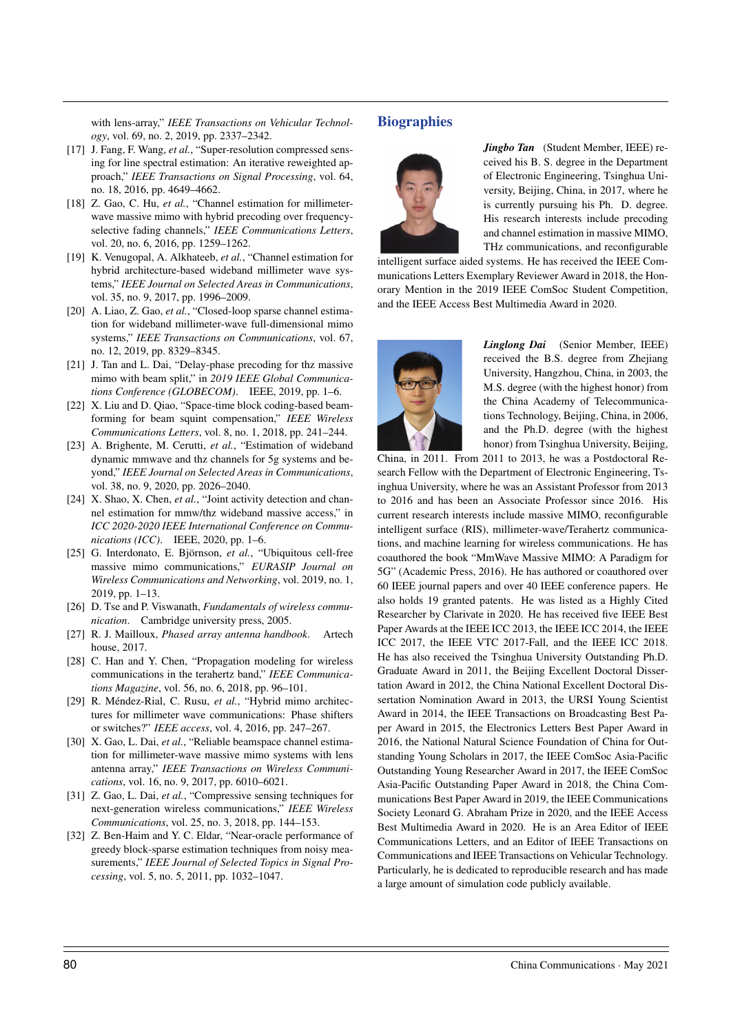with lens-array," *IEEE Transactions on Vehicular Technology*, vol. 69, no. 2, 2019, pp. 2337–2342.

[17] J. Fang, F. Wang, *et al.*, "Super-resolution compressed sensing for line spectral estimation: An iterative reweighted approach," *IEEE Transactions on Signal Processing*, vol. 64, no. 18, 2016, pp. 4649–4662.

[18] Z. Gao, C. Hu, *et al.*, "Channel estimation for millimeter-wave massive mimo with hybrid precoding over frequency-selective fading channels," *IEEE Communications Letters*, vol. 20, no. 6, 2016, pp. 1259–1262.

[19] K. Venugopal, A. Alkhateeb, *et al.*, "Channel estimation for hybrid architecture-based wideband millimeter wave systems," *IEEE Journal on Selected Areas in Communications*, vol. 35, no. 9, 2017, pp. 1996–2009.

[20] A. Liao, Z. Gao, *et al.*, "Closed-loop sparse channel estimation for wideband millimeter-wave full-dimensional mimo systems," *IEEE Transactions on Communications*, vol. 67, no. 12, 2019, pp. 8329–8345.

[21] J. Tan and L. Dai, "Delay-phase precoding for thz massive mimo with beam split," in *2019 IEEE Global Communications Conference (GLOBECOM)*. IEEE, 2019, pp. 1–6.

[22] X. Liu and D. Qiao, "Space-time block coding-based beamforming for beam squint compensation," *IEEE Wireless Communications Letters*, vol. 8, no. 1, 2018, pp. 241–244.

[23] A. Brighente, M. Cerutti, *et al.*, "Estimation of wideband dynamic mmwave and thz channels for 5g systems and beyond," *IEEE Journal on Selected Areas in Communications*, vol. 38, no. 9, 2020, pp. 2026–2040.

[24] X. Shao, X. Chen, *et al.*, "Joint activity detection and channel estimation for mmw/thz wideband massive access," in *ICC 2020-2020 IEEE International Conference on Communications (ICC)*. IEEE, 2020, pp. 1–6.

[25] G. Interdonato, E. Björnson, *et al.*, "Ubiquitous cell-free massive mimo communications," *EURASIP Journal on Wireless Communications and Networking*, vol. 2019, no. 1, 2019, pp. 1–13.

[26] D. Tse and P. Viswanath, *Fundamentals of wireless communication*. Cambridge university press, 2005.

[27] R. J. Mailloux, *Phased array antenna handbook*. Artech house, 2017.

[28] C. Han and Y. Chen, "Propagation modeling for wireless communications in the terahertz band," *IEEE Communications Magazine*, vol. 56, no. 6, 2018, pp. 96–101.

[29] R. Méndez-Rial, C. Rusu, *et al.*, "Hybrid mimo architectures for millimeter wave communications: Phase shifters or switches?" *IEEE access*, vol. 4, 2016, pp. 247–267.

[30] X. Gao, L. Dai, *et al.*, "Reliable beamspace channel estimation for millimeter-wave massive mimo systems with lens antenna array," *IEEE Transactions on Wireless Communications*, vol. 16, no. 9, 2017, pp. 6010–6021.

[31] Z. Gao, L. Dai, *et al.*, "Compressive sensing techniques for next-generation wireless communications," *IEEE Wireless Communications*, vol. 25, no. 3, 2018, pp. 144–153.

[32] Z. Ben-Haim and Y. C. Eldar, "Near-oracle performance of greedy block-sparse estimation techniques from noisy measurements," *IEEE Journal of Selected Topics in Signal Processing*, vol. 5, no. 5, 2011, pp. 1032–1047.

## Biographies

***Jingbo Tan*** (Student Member, IEEE) received his B. S. degree in the Department of Electronic Engineering, Tsinghua University, Beijing, China, in 2017, where he is currently pursuing his Ph. D. degree. His research interests include precoding and channel estimation in massive MIMO, THz communications, and reconfigurable intelligent surface aided systems. He has received the IEEE Communications Letters Exemplary Reviewer Award in 2018, the Honorary Mention in the 2019 IEEE ComSoc Student Competition, and the IEEE Access Best Multimedia Award in 2020.

***Linglong Dai*** (Senior Member, IEEE) received the B.S. degree from Zhejiang University, Hangzhou, China, in 2003, the M.S. degree (with the highest honor) from the China Academy of Telecommunications Technology, Beijing, China, in 2006, and the Ph.D. degree (with the highest honor) from Tsinghua University, Beijing, China, in 2011. From 2011 to 2013, he was a Postdoctoral Research Fellow with the Department of Electronic Engineering, Tsinghua University, where he was an Assistant Professor from 2013 to 2016 and has been an Associate Professor since 2016. His current research interests include massive MIMO, reconfigurable intelligent surface (RIS), millimeter-wave/Terahertz communications, and machine learning for wireless communications. He has coauthored the book "MmWave Massive MIMO: A Paradigm for 5G" (Academic Press, 2016). He has authored or coauthored over 60 IEEE journal papers and over 40 IEEE conference papers. He also holds 19 granted patents. He was listed as a Highly Cited Researcher by Clarivate in 2020. He has received five IEEE Best Paper Awards at the IEEE ICC 2013, the IEEE ICC 2014, the IEEE ICC 2017, the IEEE VTC 2017-Fall, and the IEEE ICC 2018. He has also received the Tsinghua University Outstanding Ph.D. Graduate Award in 2011, the Beijing Excellent Doctoral Dissertation Award in 2012, the China National Excellent Doctoral Dissertation Nomination Award in 2013, the URSI Young Scientist Award in 2014, the IEEE Transactions on Broadcasting Best Paper Award in 2015, the Electronics Letters Best Paper Award in 2016, the National Natural Science Foundation of China for Outstanding Young Scholars in 2017, the IEEE ComSoc Asia-Pacific Outstanding Young Researcher Award in 2017, the IEEE ComSoc Asia-Pacific Outstanding Paper Award in 2018, the China Communications Best Paper Award in 2019, the IEEE Communications Society Leonard G. Abraham Prize in 2020, and the IEEE Access Best Multimedia Award in 2020. He is an Area Editor of IEEE Communications Letters, and an Editor of IEEE Transactions on Communications and IEEE Transactions on Vehicular Technology. Particularly, he is dedicated to reproducible research and has made a large amount of simulation code publicly available.